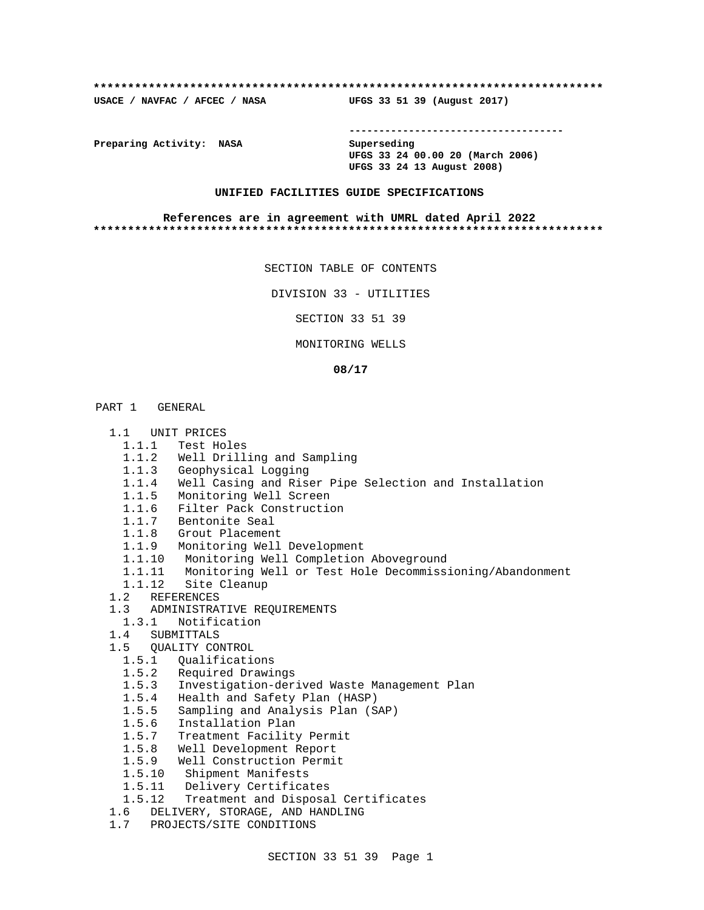**************************************************************************

**USACE / NAVFAC / AFCEC / NASA** **UFGS 33 51 39 (August 2017)**

-----------------------------------

**Preparing Activity: NASA** **Superseding**
**UFGS 33 24 00.00 20 (March 2006)**
**UFGS 33 24 13 August 2008)**

**UNIFIED FACILITIES GUIDE SPECIFICATIONS**

**References are in agreement with UMRL dated April 2022**

**************************************************************************

SECTION TABLE OF CONTENTS

DIVISION 33 - UTILITIES

SECTION 33 51 39

MONITORING WELLS

**08/17**

PART 1 GENERAL

- 1.1 UNIT PRICES
  - 1.1.1 Test Holes
  - 1.1.2 Well Drilling and Sampling
  - 1.1.3 Geophysical Logging
  - 1.1.4 Well Casing and Riser Pipe Selection and Installation
  - 1.1.5 Monitoring Well Screen
  - 1.1.6 Filter Pack Construction
  - 1.1.7 Bentonite Seal
  - 1.1.8 Grout Placement
  - 1.1.9 Monitoring Well Development
  - 1.1.10 Monitoring Well Completion Aboveground
  - 1.1.11 Monitoring Well or Test Hole Decommissioning/Abandonment
  - 1.1.12 Site Cleanup
- 1.2 REFERENCES
- 1.3 ADMINISTRATIVE REQUIREMENTS
  - 1.3.1 Notification
- 1.4 SUBMITTALS
- 1.5 QUALITY CONTROL
  - 1.5.1 Qualifications
  - 1.5.2 Required Drawings
  - 1.5.3 Investigation-derived Waste Management Plan
  - 1.5.4 Health and Safety Plan (HASP)
  - 1.5.5 Sampling and Analysis Plan (SAP)
  - 1.5.6 Installation Plan
  - 1.5.7 Treatment Facility Permit
  - 1.5.8 Well Development Report
  - 1.5.9 Well Construction Permit
  - 1.5.10 Shipment Manifests
  - 1.5.11 Delivery Certificates
  - 1.5.12 Treatment and Disposal Certificates
- 1.6 DELIVERY, STORAGE, AND HANDLING
- 1.7 PROJECTS/SITE CONDITIONS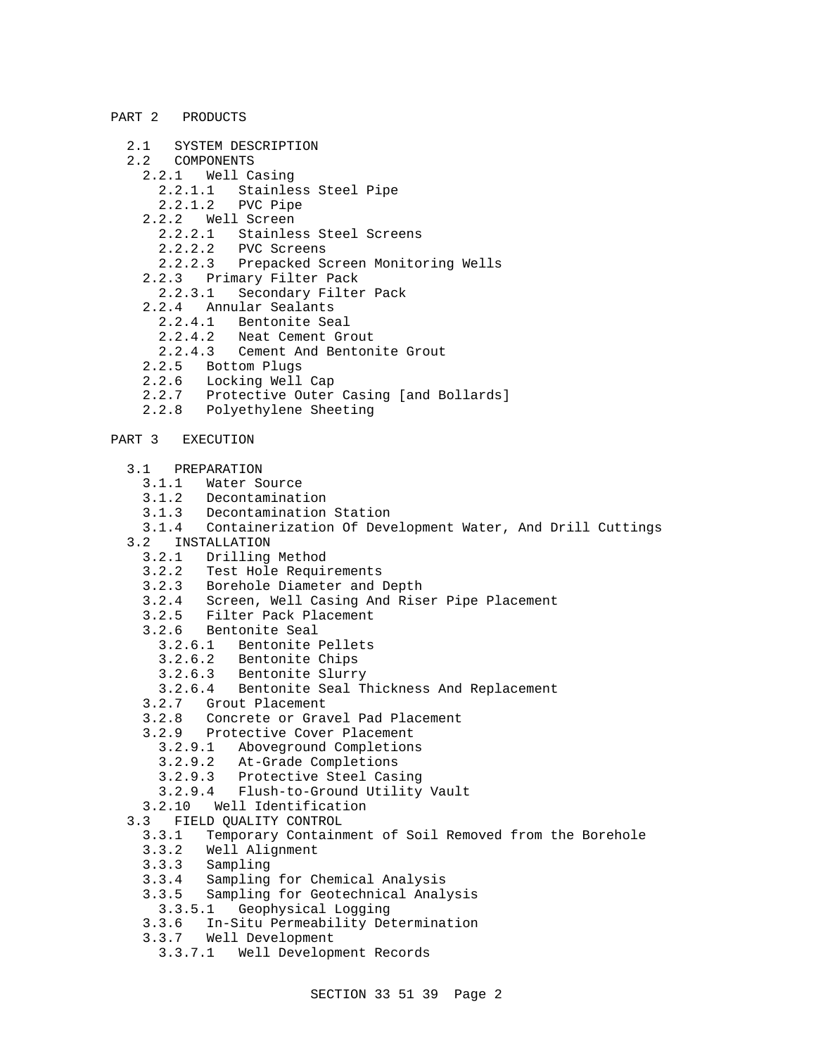PART 2 PRODUCTS

- 2.1 SYSTEM DESCRIPTION
- 2.2 COMPONENTS
  - 2.2.1 Well Casing
    - 2.2.1.1 Stainless Steel Pipe
    - 2.2.1.2 PVC Pipe
  - 2.2.2 Well Screen
    - 2.2.2.1 Stainless Steel Screens
    - 2.2.2.2 PVC Screens
    - 2.2.2.3 Prepacked Screen Monitoring Wells
  - 2.2.3 Primary Filter Pack
    - 2.2.3.1 Secondary Filter Pack
  - 2.2.4 Annular Sealants
    - 2.2.4.1 Bentonite Seal
    - 2.2.4.2 Neat Cement Grout
    - 2.2.4.3 Cement And Bentonite Grout
  - 2.2.5 Bottom Plugs
  - 2.2.6 Locking Well Cap
  - 2.2.7 Protective Outer Casing [and Bollards]
  - 2.2.8 Polyethylene Sheeting

PART 3 EXECUTION

- 3.1 PREPARATION
  - 3.1.1 Water Source
  - 3.1.2 Decontamination
  - 3.1.3 Decontamination Station
  - 3.1.4 Containerization Of Development Water, And Drill Cuttings
- 3.2 INSTALLATION
  - 3.2.1 Drilling Method
  - 3.2.2 Test Hole Requirements
  - 3.2.3 Borehole Diameter and Depth
  - 3.2.4 Screen, Well Casing And Riser Pipe Placement
  - 3.2.5 Filter Pack Placement
  - 3.2.6 Bentonite Seal
    - 3.2.6.1 Bentonite Pellets
    - 3.2.6.2 Bentonite Chips
    - 3.2.6.3 Bentonite Slurry
    - 3.2.6.4 Bentonite Seal Thickness And Replacement
  - 3.2.7 Grout Placement
  - 3.2.8 Concrete or Gravel Pad Placement
  - 3.2.9 Protective Cover Placement
    - 3.2.9.1 Aboveground Completions
    - 3.2.9.2 At-Grade Completions
    - 3.2.9.3 Protective Steel Casing
    - 3.2.9.4 Flush-to-Ground Utility Vault
  - 3.2.10 Well Identification
- 3.3 FIELD QUALITY CONTROL
  - 3.3.1 Temporary Containment of Soil Removed from the Borehole
  - 3.3.2 Well Alignment
  - 3.3.3 Sampling
  - 3.3.4 Sampling for Chemical Analysis
  - 3.3.5 Sampling for Geotechnical Analysis
    - 3.3.5.1 Geophysical Logging
  - 3.3.6 In-Situ Permeability Determination
  - 3.3.7 Well Development
    - 3.3.7.1 Well Development Records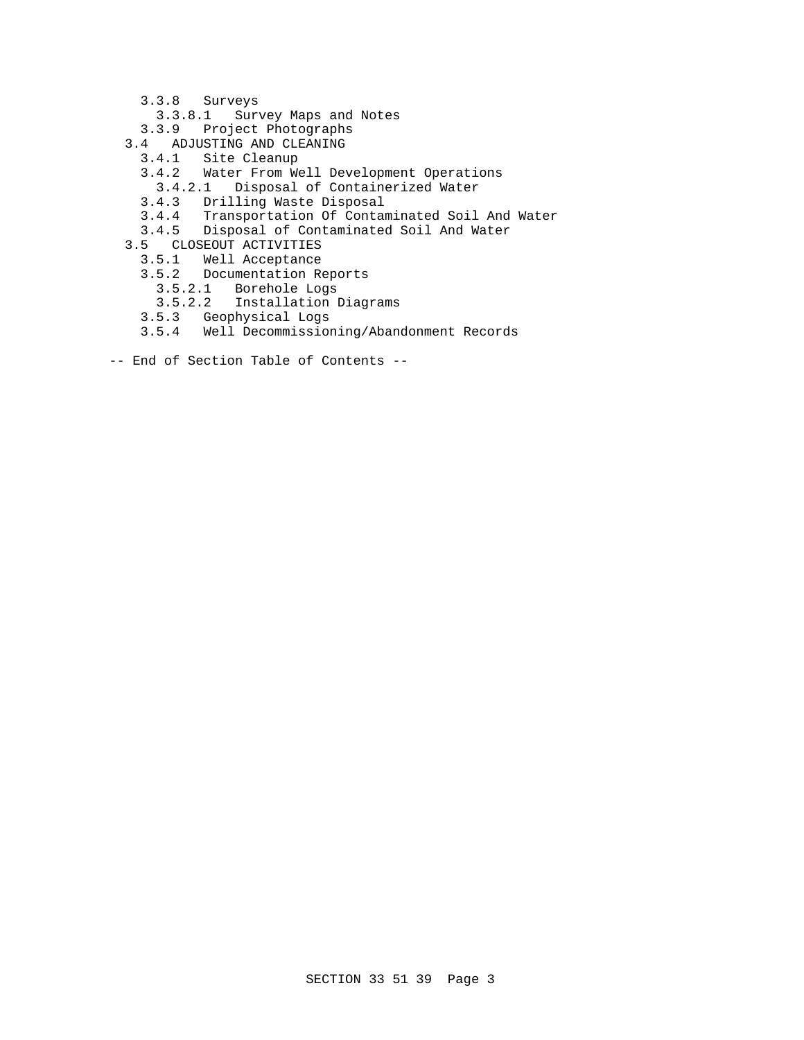- 3.3.8 Surveys
  - 3.3.8.1 Survey Maps and Notes
- 3.3.9 Project Photographs

3.4 ADJUSTING AND CLEANING

- 3.4.1 Site Cleanup
- 3.4.2 Water From Well Development Operations
  - 3.4.2.1 Disposal of Containerized Water
- 3.4.3 Drilling Waste Disposal
- 3.4.4 Transportation Of Contaminated Soil And Water
- 3.4.5 Disposal of Contaminated Soil And Water

3.5 CLOSEOUT ACTIVITIES

- 3.5.1 Well Acceptance
- 3.5.2 Documentation Reports
  - 3.5.2.1 Borehole Logs
  - 3.5.2.2 Installation Diagrams
- 3.5.3 Geophysical Logs
- 3.5.4 Well Decommissioning/Abandonment Records

-- End of Section Table of Contents --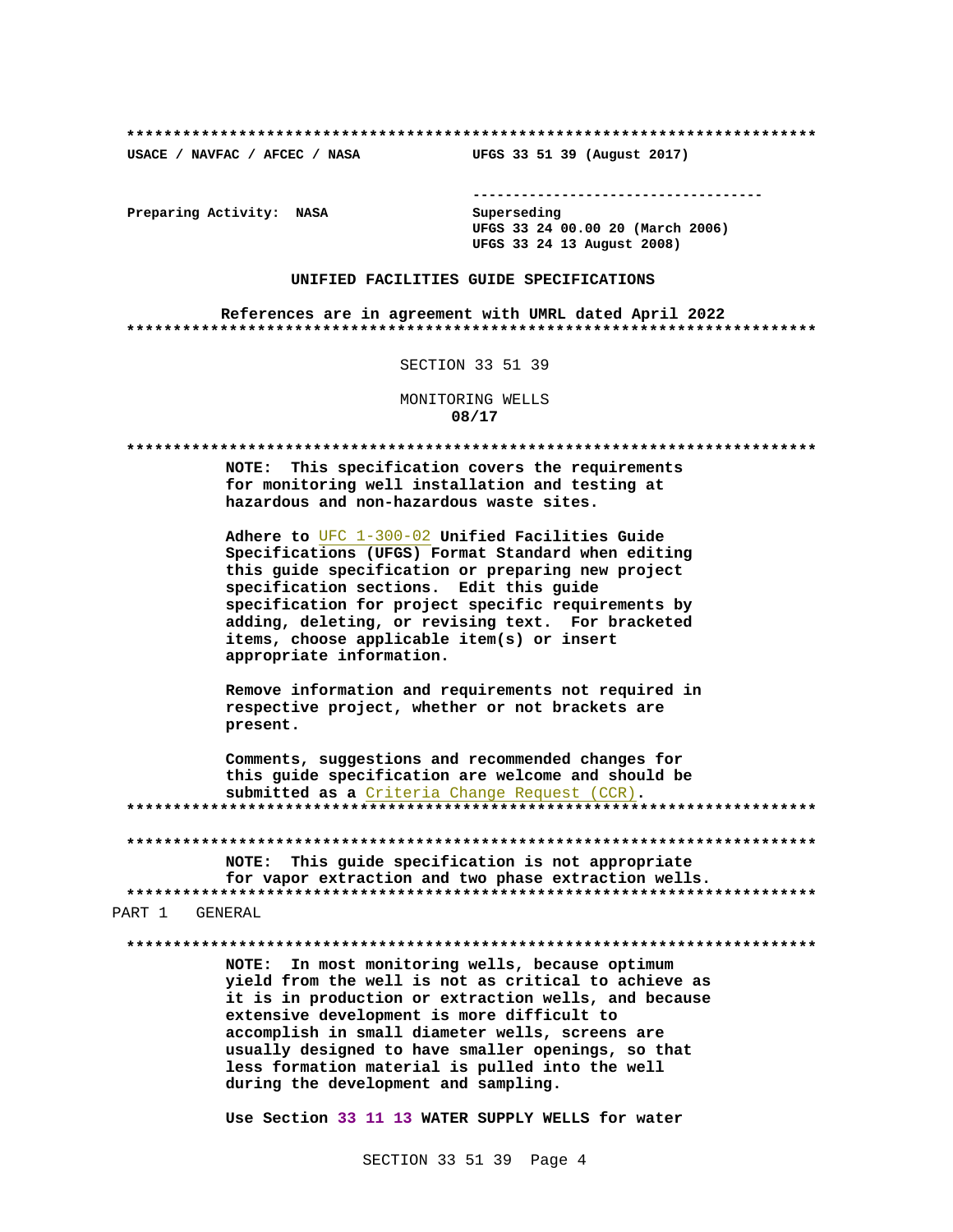**************************************************************************

**USACE / NAVFAC / AFCEC / NASA** **UFGS 33 51 39 (August 2017)**

-----------------------------------

**Preparing Activity: NASA** Superseding
**UFGS 33 24 00.00 20 (March 2006)**
**UFGS 33 24 13 August 2008)**

**UNIFIED FACILITIES GUIDE SPECIFICATIONS**

**References are in agreement with UMRL dated April 2022**

**************************************************************************

SECTION 33 51 39

MONITORING WELLS
**08/17**

**************************************************************************

**NOTE: This specification covers the requirements for monitoring well installation and testing at hazardous and non-hazardous waste sites.**

**Adhere to** UFC 1-300-02 **Unified Facilities Guide Specifications (UFGS) Format Standard when editing this guide specification or preparing new project specification sections. Edit this guide specification for project specific requirements by adding, deleting, or revising text. For bracketed items, choose applicable item(s) or insert appropriate information.**

**Remove information and requirements not required in respective project, whether or not brackets are present.**

**Comments, suggestions and recommended changes for this guide specification are welcome and should be submitted as a** Criteria Change Request (CCR)**.**

**************************************************************************

**************************************************************************

**NOTE: This guide specification is not appropriate for vapor extraction and two phase extraction wells.**

**************************************************************************

PART 1 GENERAL

**************************************************************************

**NOTE: In most monitoring wells, because optimum yield from the well is not as critical to achieve as it is in production or extraction wells, and because extensive development is more difficult to accomplish in small diameter wells, screens are usually designed to have smaller openings, so that less formation material is pulled into the well during the development and sampling.**

**Use Section 33 11 13 WATER SUPPLY WELLS for water**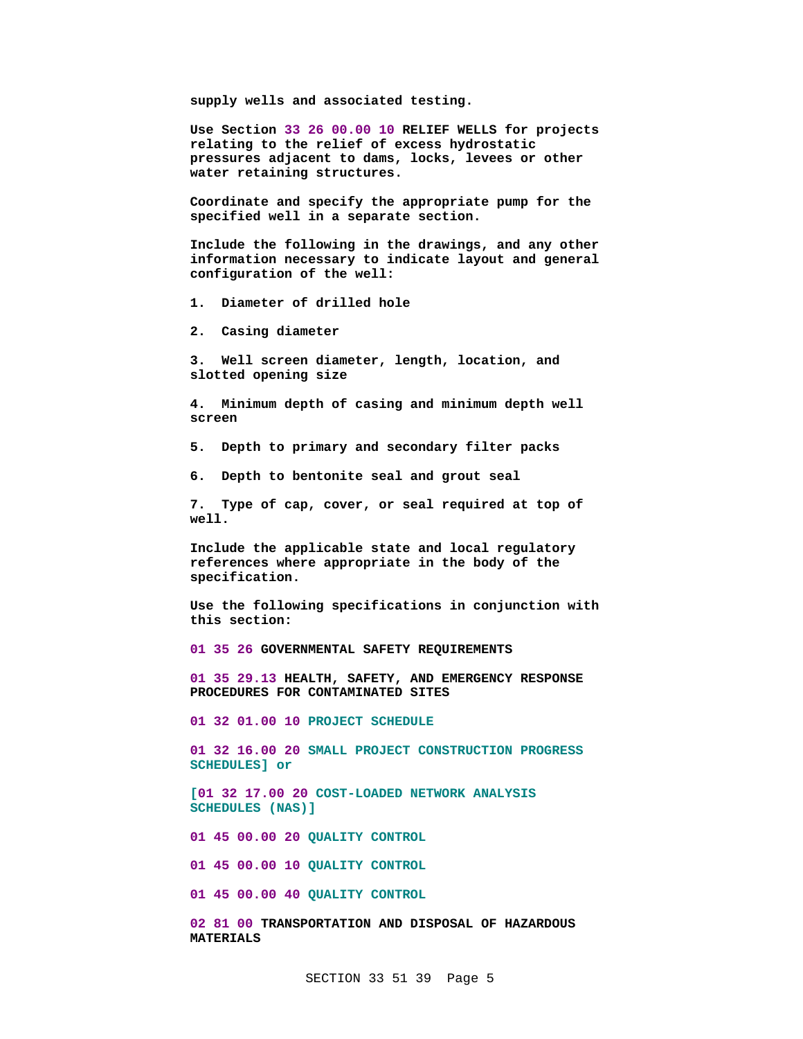supply wells and associated testing.

Use Section 33 26 00.00 10 RELIEF WELLS for projects relating to the relief of excess hydrostatic pressures adjacent to dams, locks, levees or other water retaining structures.

Coordinate and specify the appropriate pump for the specified well in a separate section.

Include the following in the drawings, and any other information necessary to indicate layout and general configuration of the well:

1. Diameter of drilled hole

2. Casing diameter

3. Well screen diameter, length, location, and slotted opening size

4. Minimum depth of casing and minimum depth well screen

5. Depth to primary and secondary filter packs

6. Depth to bentonite seal and grout seal

7. Type of cap, cover, or seal required at top of well.

Include the applicable state and local regulatory references where appropriate in the body of the specification.

Use the following specifications in conjunction with this section:

01 35 26 GOVERNMENTAL SAFETY REQUIREMENTS

01 35 29.13 HEALTH, SAFETY, AND EMERGENCY RESPONSE PROCEDURES FOR CONTAMINATED SITES

01 32 01.00 10 PROJECT SCHEDULE

01 32 16.00 20 SMALL PROJECT CONSTRUCTION PROGRESS SCHEDULES] or

[01 32 17.00 20 COST-LOADED NETWORK ANALYSIS SCHEDULES (NAS)]

01 45 00.00 20 QUALITY CONTROL

01 45 00.00 10 QUALITY CONTROL

01 45 00.00 40 QUALITY CONTROL

02 81 00 TRANSPORTATION AND DISPOSAL OF HAZARDOUS MATERIALS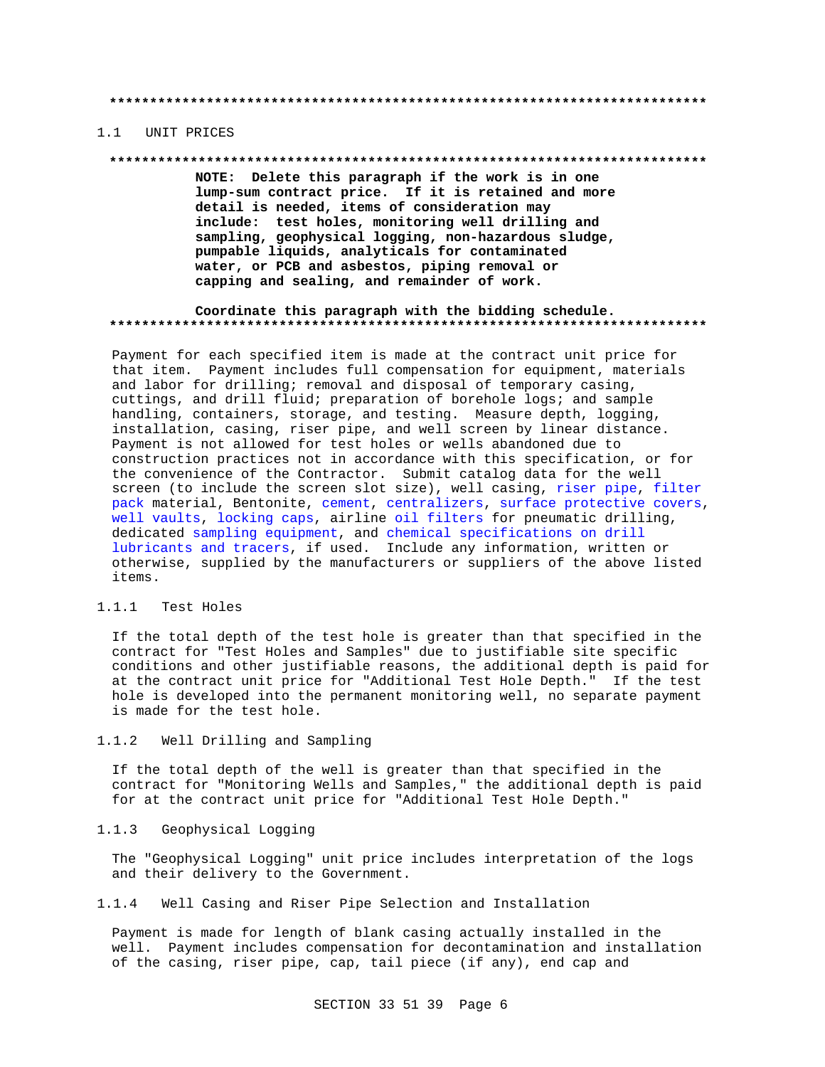**************************************************************************

## 1.1 UNIT PRICES

**************************************************************************

**NOTE: Delete this paragraph if the work is in one lump-sum contract price. If it is retained and more detail is needed, items of consideration may include: test holes, monitoring well drilling and sampling, geophysical logging, non-hazardous sludge, pumpable liquids, analyticals for contaminated water, or PCB and asbestos, piping removal or capping and sealing, and remainder of work.**

**Coordinate this paragraph with the bidding schedule.**

**************************************************************************

Payment for each specified item is made at the contract unit price for that item. Payment includes full compensation for equipment, materials and labor for drilling; removal and disposal of temporary casing, cuttings, and drill fluid; preparation of borehole logs; and sample handling, containers, storage, and testing. Measure depth, logging, installation, casing, riser pipe, and well screen by linear distance. Payment is not allowed for test holes or wells abandoned due to construction practices not in accordance with this specification, or for the convenience of the Contractor. Submit catalog data for the well screen (to include the screen slot size), well casing, riser pipe, filter pack material, Bentonite, cement, centralizers, surface protective covers, well vaults, locking caps, airline oil filters for pneumatic drilling, dedicated sampling equipment, and chemical specifications on drill lubricants and tracers, if used. Include any information, written or otherwise, supplied by the manufacturers or suppliers of the above listed items.

### 1.1.1 Test Holes

If the total depth of the test hole is greater than that specified in the contract for "Test Holes and Samples" due to justifiable site specific conditions and other justifiable reasons, the additional depth is paid for at the contract unit price for "Additional Test Hole Depth." If the test hole is developed into the permanent monitoring well, no separate payment is made for the test hole.

### 1.1.2 Well Drilling and Sampling

If the total depth of the well is greater than that specified in the contract for "Monitoring Wells and Samples," the additional depth is paid for at the contract unit price for "Additional Test Hole Depth."

### 1.1.3 Geophysical Logging

The "Geophysical Logging" unit price includes interpretation of the logs and their delivery to the Government.

### 1.1.4 Well Casing and Riser Pipe Selection and Installation

Payment is made for length of blank casing actually installed in the well. Payment includes compensation for decontamination and installation of the casing, riser pipe, cap, tail piece (if any), end cap and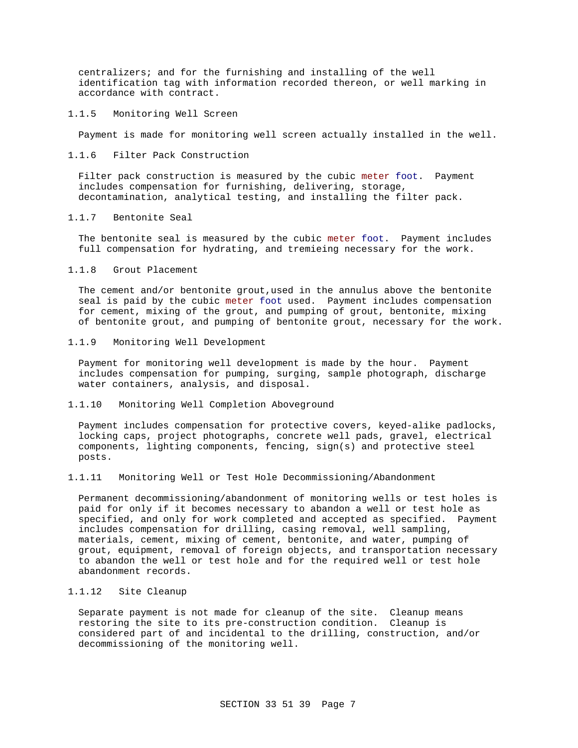centralizers; and for the furnishing and installing of the well identification tag with information recorded thereon, or well marking in accordance with contract.

### 1.1.5 Monitoring Well Screen

Payment is made for monitoring well screen actually installed in the well.

### 1.1.6 Filter Pack Construction

Filter pack construction is measured by the cubic meter foot. Payment includes compensation for furnishing, delivering, storage, decontamination, analytical testing, and installing the filter pack.

### 1.1.7 Bentonite Seal

The bentonite seal is measured by the cubic meter foot. Payment includes full compensation for hydrating, and tremieing necessary for the work.

### 1.1.8 Grout Placement

The cement and/or bentonite grout,used in the annulus above the bentonite seal is paid by the cubic meter foot used. Payment includes compensation for cement, mixing of the grout, and pumping of grout, bentonite, mixing of bentonite grout, and pumping of bentonite grout, necessary for the work.

### 1.1.9 Monitoring Well Development

Payment for monitoring well development is made by the hour. Payment includes compensation for pumping, surging, sample photograph, discharge water containers, analysis, and disposal.

### 1.1.10 Monitoring Well Completion Aboveground

Payment includes compensation for protective covers, keyed-alike padlocks, locking caps, project photographs, concrete well pads, gravel, electrical components, lighting components, fencing, sign(s) and protective steel posts.

### 1.1.11 Monitoring Well or Test Hole Decommissioning/Abandonment

Permanent decommissioning/abandonment of monitoring wells or test holes is paid for only if it becomes necessary to abandon a well or test hole as specified, and only for work completed and accepted as specified. Payment includes compensation for drilling, casing removal, well sampling, materials, cement, mixing of cement, bentonite, and water, pumping of grout, equipment, removal of foreign objects, and transportation necessary to abandon the well or test hole and for the required well or test hole abandonment records.

### 1.1.12 Site Cleanup

Separate payment is not made for cleanup of the site. Cleanup means restoring the site to its pre-construction condition. Cleanup is considered part of and incidental to the drilling, construction, and/or decommissioning of the monitoring well.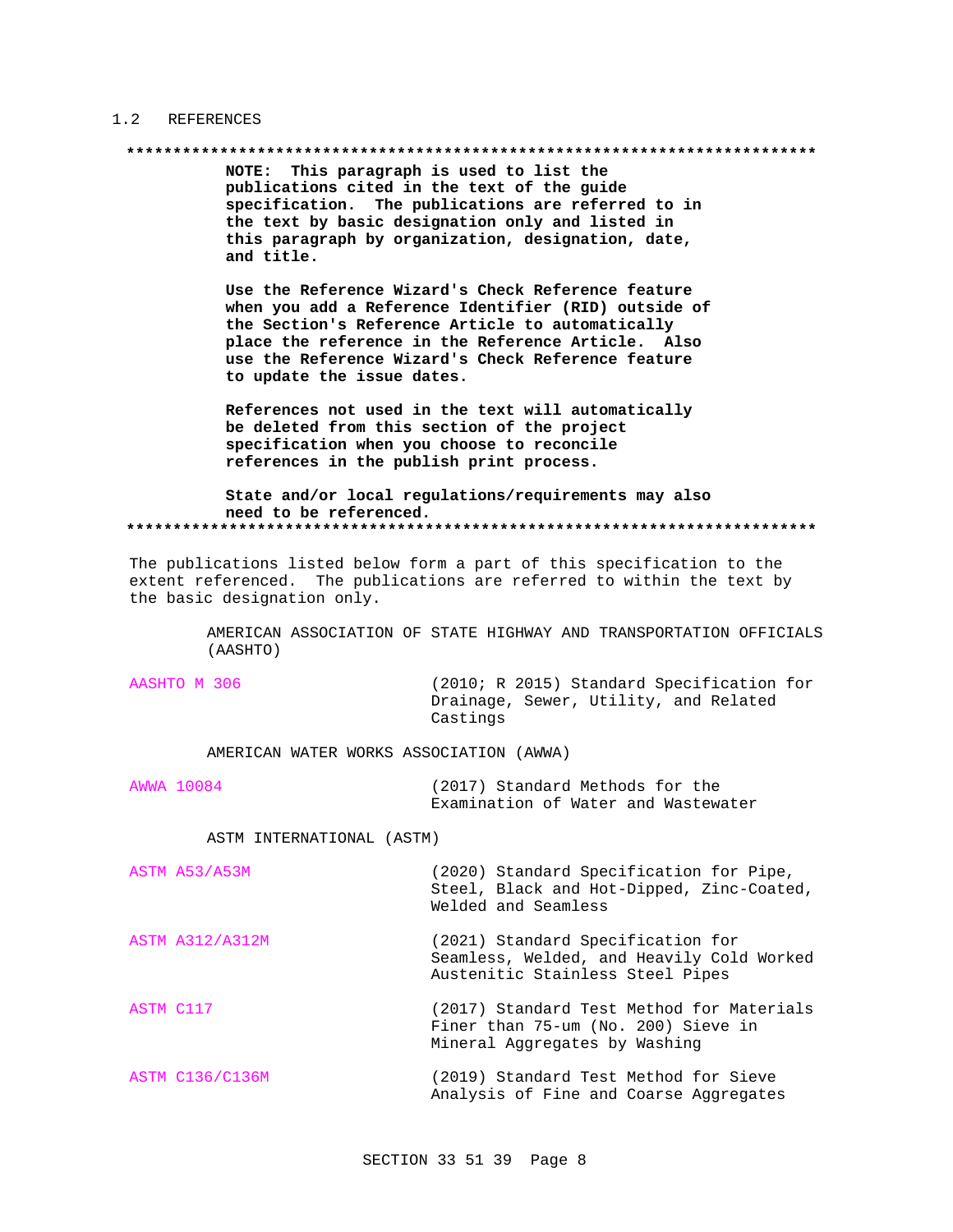## 1.2 REFERENCES

**************************************************************************

**NOTE: This paragraph is used to list the publications cited in the text of the guide specification. The publications are referred to in the text by basic designation only and listed in this paragraph by organization, designation, date, and title.**

**Use the Reference Wizard's Check Reference feature when you add a Reference Identifier (RID) outside of the Section's Reference Article to automatically place the reference in the Reference Article. Also use the Reference Wizard's Check Reference feature to update the issue dates.**

**References not used in the text will automatically be deleted from this section of the project specification when you choose to reconcile references in the publish print process.**

**State and/or local regulations/requirements may also need to be referenced.**

**************************************************************************

The publications listed below form a part of this specification to the extent referenced. The publications are referred to within the text by the basic designation only.

AMERICAN ASSOCIATION OF STATE HIGHWAY AND TRANSPORTATION OFFICIALS (AASHTO)

AASHTO M 306 (2010; R 2015) Standard Specification for Drainage, Sewer, Utility, and Related Castings

AMERICAN WATER WORKS ASSOCIATION (AWWA)

AWWA 10084 (2017) Standard Methods for the Examination of Water and Wastewater

ASTM INTERNATIONAL (ASTM)

ASTM A53/A53M (2020) Standard Specification for Pipe, Steel, Black and Hot-Dipped, Zinc-Coated, Welded and Seamless

ASTM A312/A312M (2021) Standard Specification for Seamless, Welded, and Heavily Cold Worked Austenitic Stainless Steel Pipes

ASTM C117 (2017) Standard Test Method for Materials Finer than 75-um (No. 200) Sieve in Mineral Aggregates by Washing

ASTM C136/C136M (2019) Standard Test Method for Sieve Analysis of Fine and Coarse Aggregates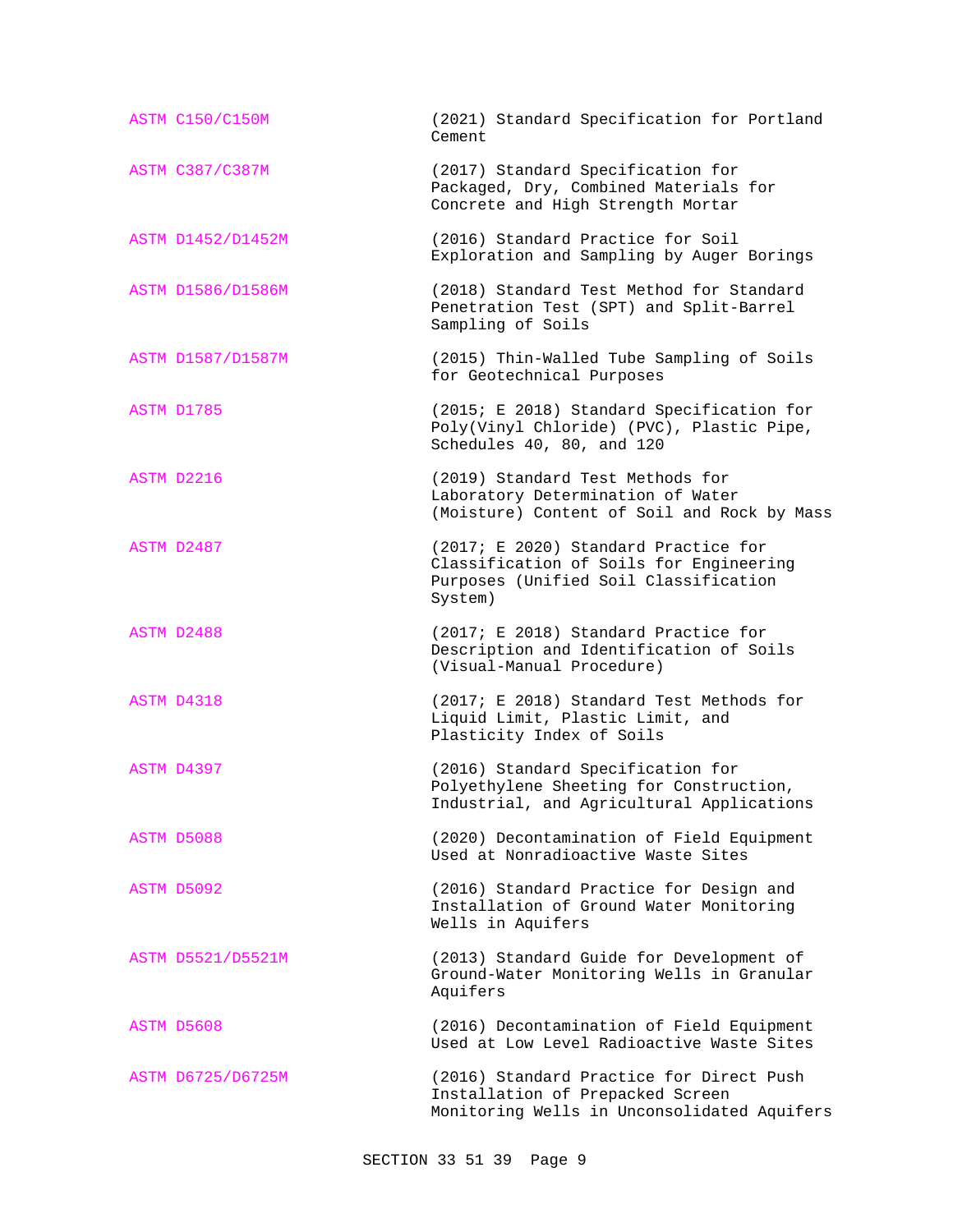ASTM C150/C150M (2021) Standard Specification for Portland Cement

ASTM C387/C387M (2017) Standard Specification for Packaged, Dry, Combined Materials for Concrete and High Strength Mortar

ASTM D1452/D1452M (2016) Standard Practice for Soil Exploration and Sampling by Auger Borings

ASTM D1586/D1586M (2018) Standard Test Method for Standard Penetration Test (SPT) and Split-Barrel Sampling of Soils

ASTM D1587/D1587M (2015) Thin-Walled Tube Sampling of Soils for Geotechnical Purposes

ASTM D1785 (2015; E 2018) Standard Specification for Poly(Vinyl Chloride) (PVC), Plastic Pipe, Schedules 40, 80, and 120

ASTM D2216 (2019) Standard Test Methods for Laboratory Determination of Water (Moisture) Content of Soil and Rock by Mass

ASTM D2487 (2017; E 2020) Standard Practice for Classification of Soils for Engineering Purposes (Unified Soil Classification System)

ASTM D2488 (2017; E 2018) Standard Practice for Description and Identification of Soils (Visual-Manual Procedure)

ASTM D4318 (2017; E 2018) Standard Test Methods for Liquid Limit, Plastic Limit, and Plasticity Index of Soils

ASTM D4397 (2016) Standard Specification for Polyethylene Sheeting for Construction, Industrial, and Agricultural Applications

ASTM D5088 (2020) Decontamination of Field Equipment Used at Nonradioactive Waste Sites

ASTM D5092 (2016) Standard Practice for Design and Installation of Ground Water Monitoring Wells in Aquifers

ASTM D5521/D5521M (2013) Standard Guide for Development of Ground-Water Monitoring Wells in Granular Aquifers

ASTM D5608 (2016) Decontamination of Field Equipment Used at Low Level Radioactive Waste Sites

ASTM D6725/D6725M (2016) Standard Practice for Direct Push Installation of Prepacked Screen Monitoring Wells in Unconsolidated Aquifers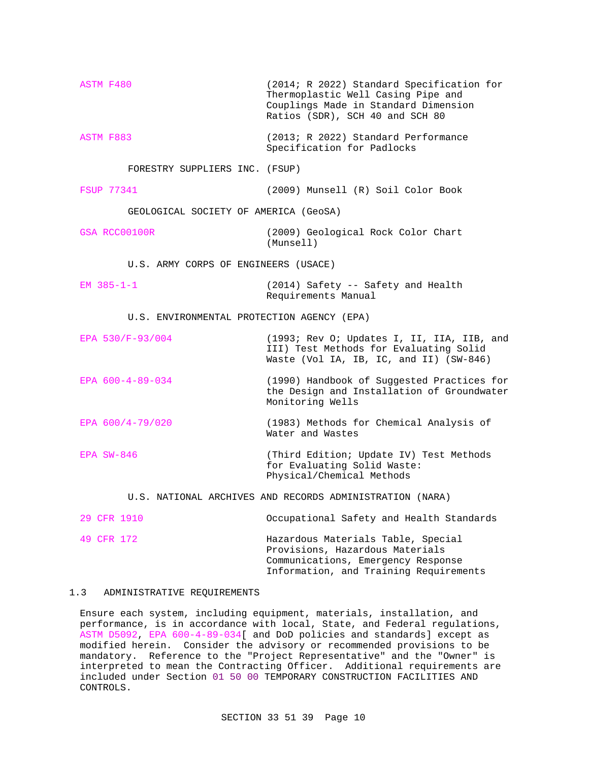| | |
|---|---|
| ASTM F480 | (2014; R 2022) Standard Specification for Thermoplastic Well Casing Pipe and Couplings Made in Standard Dimension Ratios (SDR), SCH 40 and SCH 80 |
| ASTM F883 | (2013; R 2022) Standard Performance Specification for Padlocks |

FORESTRY SUPPLIERS INC. (FSUP)

| | |
|---|---|
| FSUP 77341 | (2009) Munsell (R) Soil Color Book |

GEOLOGICAL SOCIETY OF AMERICA (GeoSA)

| | |
|---|---|
| GSA RCC00100R | (2009) Geological Rock Color Chart (Munsell) |

U.S. ARMY CORPS OF ENGINEERS (USACE)

| | |
|---|---|
| EM 385-1-1 | (2014) Safety -- Safety and Health Requirements Manual |

U.S. ENVIRONMENTAL PROTECTION AGENCY (EPA)

| | |
|---|---|
| EPA 530/F-93/004 | (1993; Rev O; Updates I, II, IIA, IIB, and III) Test Methods for Evaluating Solid Waste (Vol IA, IB, IC, and II) (SW-846) |
| EPA 600-4-89-034 | (1990) Handbook of Suggested Practices for the Design and Installation of Groundwater Monitoring Wells |
| EPA 600/4-79/020 | (1983) Methods for Chemical Analysis of Water and Wastes |
| EPA SW-846 | (Third Edition; Update IV) Test Methods for Evaluating Solid Waste: Physical/Chemical Methods |

U.S. NATIONAL ARCHIVES AND RECORDS ADMINISTRATION (NARA)

| | |
|---|---|
| 29 CFR 1910 | Occupational Safety and Health Standards |
| 49 CFR 172 | Hazardous Materials Table, Special Provisions, Hazardous Materials Communications, Emergency Response Information, and Training Requirements |

## 1.3 ADMINISTRATIVE REQUIREMENTS

Ensure each system, including equipment, materials, installation, and performance, is in accordance with local, State, and Federal regulations, ASTM D5092, EPA 600-4-89-034[ and DoD policies and standards] except as modified herein. Consider the advisory or recommended provisions to be mandatory. Reference to the "Project Representative" and the "Owner" is interpreted to mean the Contracting Officer. Additional requirements are included under Section 01 50 00 TEMPORARY CONSTRUCTION FACILITIES AND CONTROLS.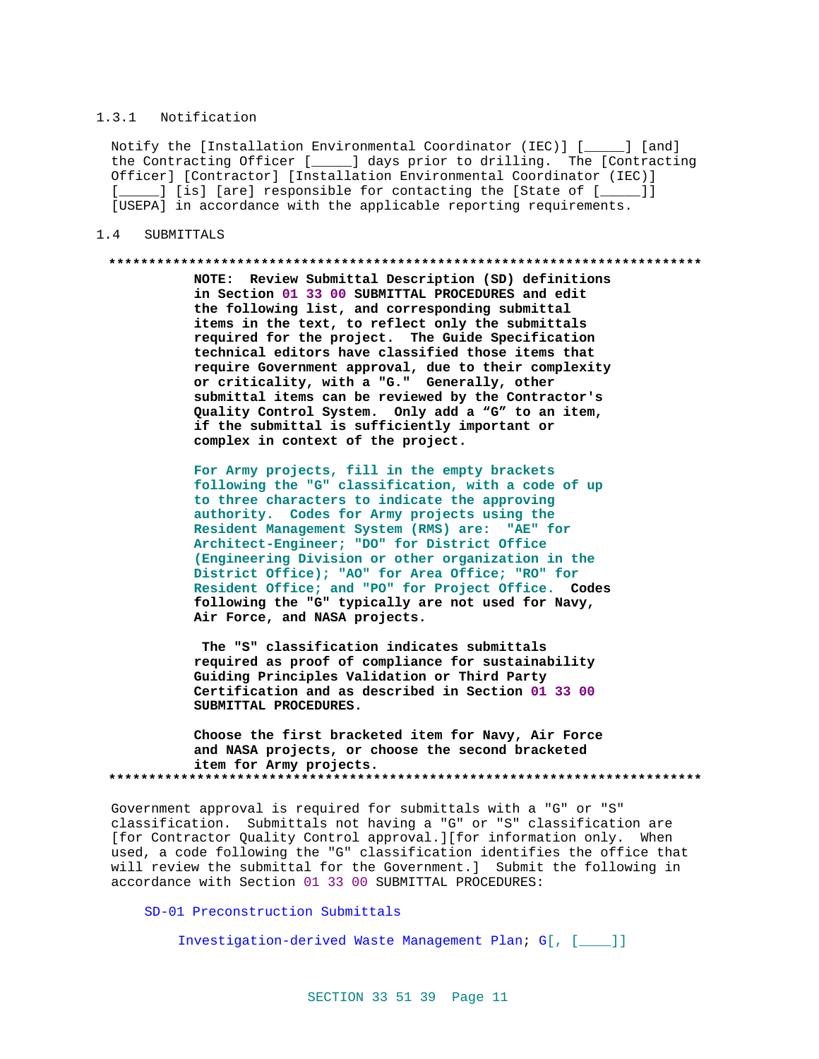### 1.3.1 Notification

Notify the [Installation Environmental Coordinator (IEC)] [_____] [and] the Contracting Officer [_____] days prior to drilling. The [Contracting Officer] [Contractor] [Installation Environmental Coordinator (IEC)] [_____] [is] [are] responsible for contacting the [State of [_____]] [USEPA] in accordance with the applicable reporting requirements.

## 1.4 SUBMITTALS

**************************************************************************

**NOTE: Review Submittal Description (SD) definitions in Section 01 33 00 SUBMITTAL PROCEDURES and edit the following list, and corresponding submittal items in the text, to reflect only the submittals required for the project. The Guide Specification technical editors have classified those items that require Government approval, due to their complexity or criticality, with a "G." Generally, other submittal items can be reviewed by the Contractor's Quality Control System. Only add a "G" to an item, if the submittal is sufficiently important or complex in context of the project.**

**For Army projects, fill in the empty brackets following the "G" classification, with a code of up to three characters to indicate the approving authority. Codes for Army projects using the Resident Management System (RMS) are: "AE" for Architect-Engineer; "DO" for District Office (Engineering Division or other organization in the District Office); "AO" for Area Office; "RO" for Resident Office; and "PO" for Project Office. Codes following the "G" typically are not used for Navy, Air Force, and NASA projects.**

**The "S" classification indicates submittals required as proof of compliance for sustainability Guiding Principles Validation or Third Party Certification and as described in Section 01 33 00 SUBMITTAL PROCEDURES.**

**Choose the first bracketed item for Navy, Air Force and NASA projects, or choose the second bracketed item for Army projects.**

**************************************************************************

Government approval is required for submittals with a "G" or "S" classification. Submittals not having a "G" or "S" classification are [for Contractor Quality Control approval.][for information only. When used, a code following the "G" classification identifies the office that will review the submittal for the Government.] Submit the following in accordance with Section 01 33 00 SUBMITTAL PROCEDURES:

SD-01 Preconstruction Submittals

Investigation-derived Waste Management Plan; G[, [____]]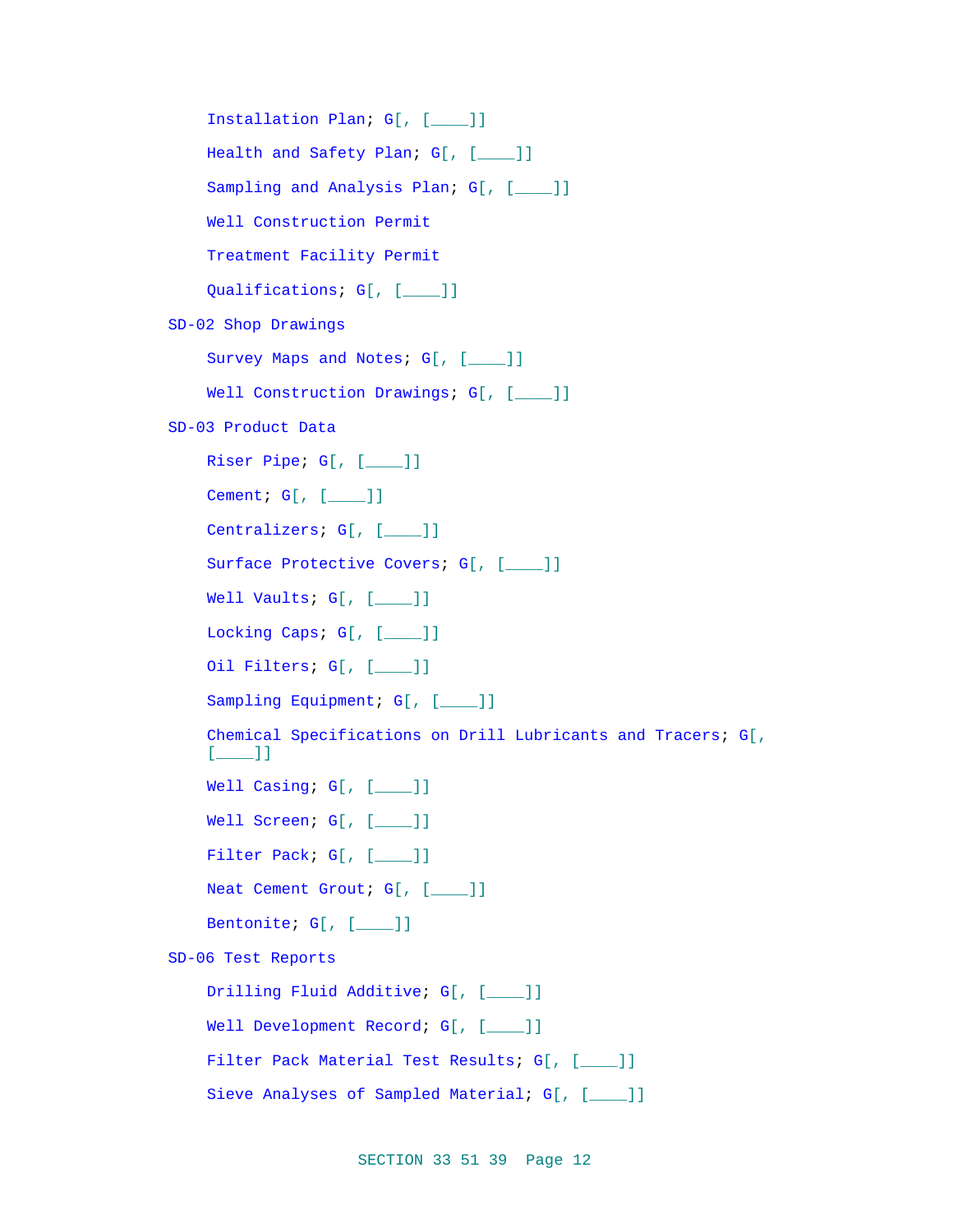Installation Plan; G[, [____]]

Health and Safety Plan; G[, [____]]

Sampling and Analysis Plan; G[, [____]]

Well Construction Permit

Treatment Facility Permit

Qualifications; G[, [____]]

SD-02 Shop Drawings

Survey Maps and Notes; G[, [____]]

Well Construction Drawings; G[, [____]]

SD-03 Product Data

Riser Pipe; G[, [____]]

Cement; G[, [____]]

Centralizers; G[, [____]]

Surface Protective Covers; G[, [____]]

Well Vaults; G[, [____]]

Locking Caps; G[, [____]]

Oil Filters; G[, [____]]

Sampling Equipment; G[, [____]]

Chemical Specifications on Drill Lubricants and Tracers; G[, [____]]

Well Casing; G[, [____]]

Well Screen; G[, [____]]

Filter Pack; G[, [____]]

Neat Cement Grout; G[, [____]]

Bentonite; G[, [____]]

SD-06 Test Reports

Drilling Fluid Additive; G[, [____]]

Well Development Record; G[, [____]]

Filter Pack Material Test Results; G[, [____]]

Sieve Analyses of Sampled Material; G[, [____]]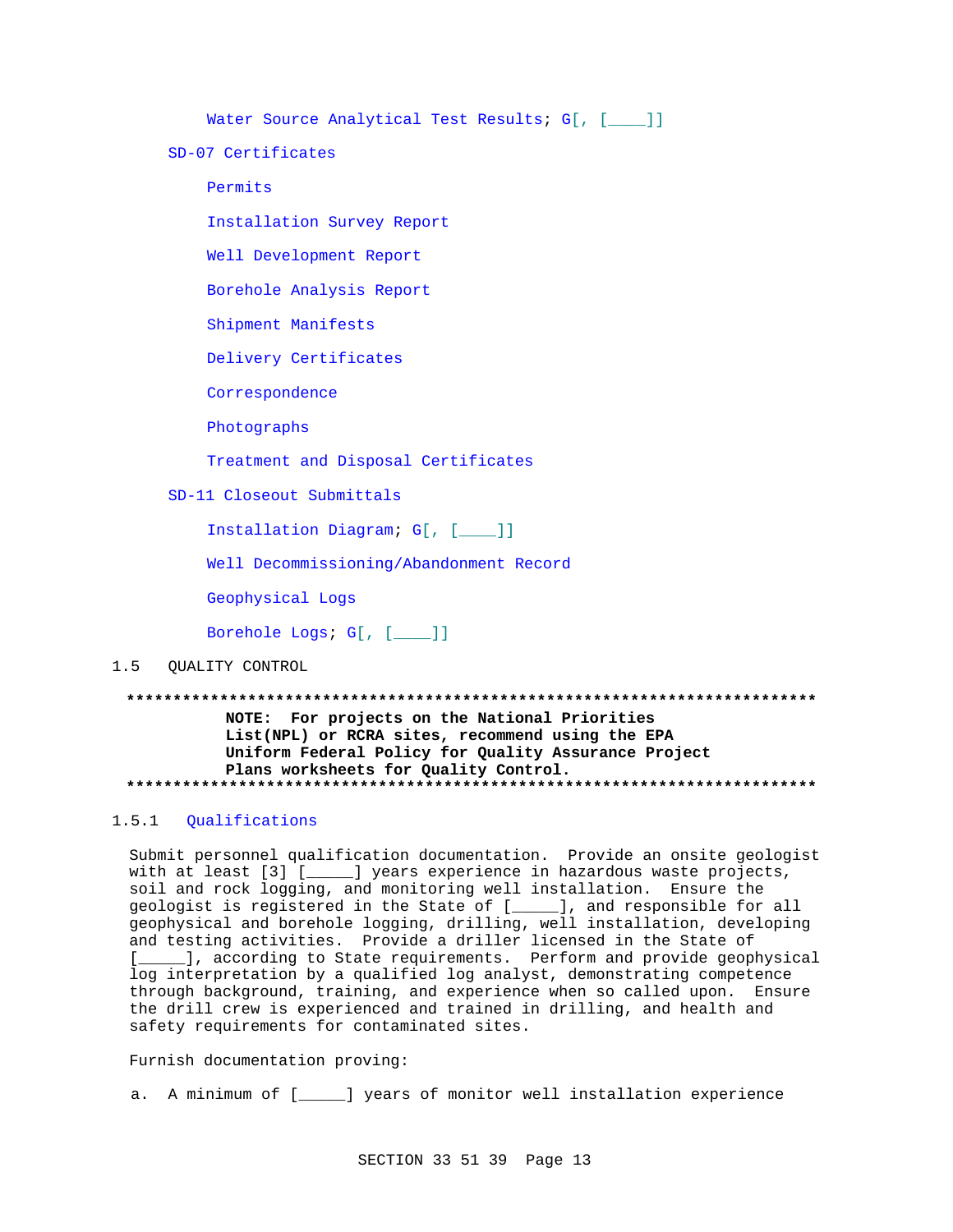Water Source Analytical Test Results; G[, [____]]

SD-07 Certificates

Permits

Installation Survey Report

Well Development Report

Borehole Analysis Report

Shipment Manifests

Delivery Certificates

Correspondence

Photographs

Treatment and Disposal Certificates

SD-11 Closeout Submittals

Installation Diagram; G[, [____]]

Well Decommissioning/Abandonment Record

Geophysical Logs

Borehole Logs; G[, [____]]

## 1.5 QUALITY CONTROL

**************************************************************************

**NOTE: For projects on the National Priorities List(NPL) or RCRA sites, recommend using the EPA Uniform Federal Policy for Quality Assurance Project Plans worksheets for Quality Control.**

**************************************************************************

### 1.5.1 Qualifications

Submit personnel qualification documentation. Provide an onsite geologist with at least [3] [_____] years experience in hazardous waste projects, soil and rock logging, and monitoring well installation. Ensure the geologist is registered in the State of [_____], and responsible for all geophysical and borehole logging, drilling, well installation, developing and testing activities. Provide a driller licensed in the State of [_____], according to State requirements. Perform and provide geophysical log interpretation by a qualified log analyst, demonstrating competence through background, training, and experience when so called upon. Ensure the drill crew is experienced and trained in drilling, and health and safety requirements for contaminated sites.

Furnish documentation proving:

a. A minimum of [_____] years of monitor well installation experience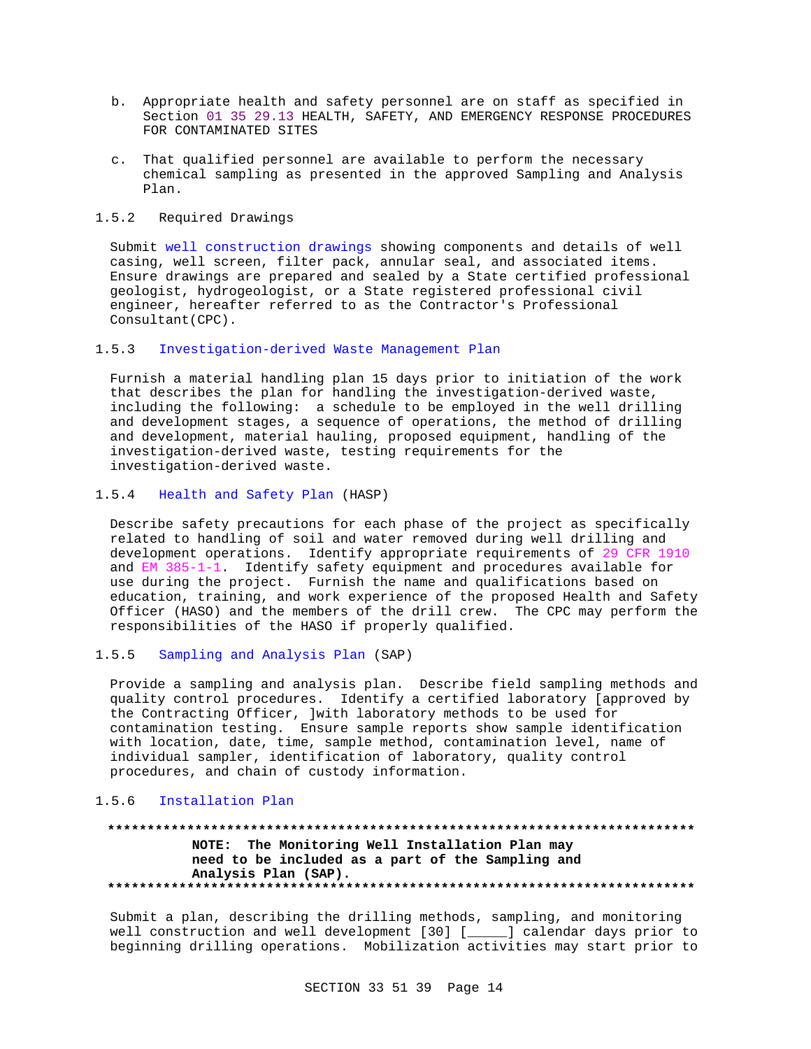b. Appropriate health and safety personnel are on staff as specified in Section 01 35 29.13 HEALTH, SAFETY, AND EMERGENCY RESPONSE PROCEDURES FOR CONTAMINATED SITES

c. That qualified personnel are available to perform the necessary chemical sampling as presented in the approved Sampling and Analysis Plan.

### 1.5.2 Required Drawings

Submit well construction drawings showing components and details of well casing, well screen, filter pack, annular seal, and associated items. Ensure drawings are prepared and sealed by a State certified professional geologist, hydrogeologist, or a State registered professional civil engineer, hereafter referred to as the Contractor's Professional Consultant(CPC).

### 1.5.3 Investigation-derived Waste Management Plan

Furnish a material handling plan 15 days prior to initiation of the work that describes the plan for handling the investigation-derived waste, including the following: a schedule to be employed in the well drilling and development stages, a sequence of operations, the method of drilling and development, material hauling, proposed equipment, handling of the investigation-derived waste, testing requirements for the investigation-derived waste.

### 1.5.4 Health and Safety Plan (HASP)

Describe safety precautions for each phase of the project as specifically related to handling of soil and water removed during well drilling and development operations. Identify appropriate requirements of 29 CFR 1910 and EM 385-1-1. Identify safety equipment and procedures available for use during the project. Furnish the name and qualifications based on education, training, and work experience of the proposed Health and Safety Officer (HASO) and the members of the drill crew. The CPC may perform the responsibilities of the HASO if properly qualified.

### 1.5.5 Sampling and Analysis Plan (SAP)

Provide a sampling and analysis plan. Describe field sampling methods and quality control procedures. Identify a certified laboratory [approved by the Contracting Officer, ]with laboratory methods to be used for contamination testing. Ensure sample reports show sample identification with location, date, time, sample method, contamination level, name of individual sampler, identification of laboratory, quality control procedures, and chain of custody information.

### 1.5.6 Installation Plan

**************************************************************************

**NOTE: The Monitoring Well Installation Plan may need to be included as a part of the Sampling and Analysis Plan (SAP).**

**************************************************************************

Submit a plan, describing the drilling methods, sampling, and monitoring well construction and well development [30] [_____] calendar days prior to beginning drilling operations. Mobilization activities may start prior to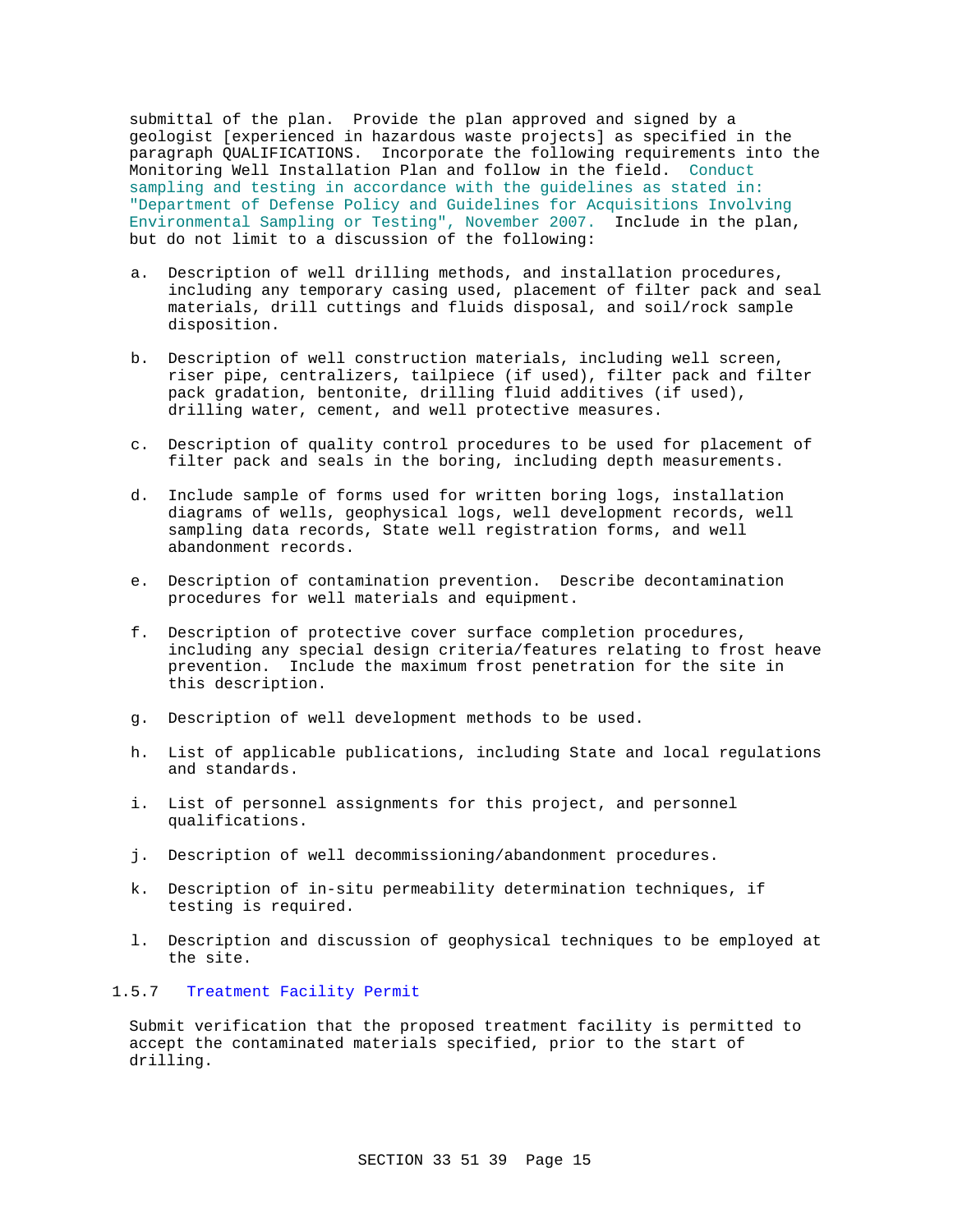submittal of the plan. Provide the plan approved and signed by a geologist [experienced in hazardous waste projects] as specified in the paragraph QUALIFICATIONS. Incorporate the following requirements into the Monitoring Well Installation Plan and follow in the field. Conduct sampling and testing in accordance with the guidelines as stated in: "Department of Defense Policy and Guidelines for Acquisitions Involving Environmental Sampling or Testing", November 2007. Include in the plan, but do not limit to a discussion of the following:

a. Description of well drilling methods, and installation procedures, including any temporary casing used, placement of filter pack and seal materials, drill cuttings and fluids disposal, and soil/rock sample disposition.

b. Description of well construction materials, including well screen, riser pipe, centralizers, tailpiece (if used), filter pack and filter pack gradation, bentonite, drilling fluid additives (if used), drilling water, cement, and well protective measures.

c. Description of quality control procedures to be used for placement of filter pack and seals in the boring, including depth measurements.

d. Include sample of forms used for written boring logs, installation diagrams of wells, geophysical logs, well development records, well sampling data records, State well registration forms, and well abandonment records.

e. Description of contamination prevention. Describe decontamination procedures for well materials and equipment.

f. Description of protective cover surface completion procedures, including any special design criteria/features relating to frost heave prevention. Include the maximum frost penetration for the site in this description.

g. Description of well development methods to be used.

h. List of applicable publications, including State and local regulations and standards.

i. List of personnel assignments for this project, and personnel qualifications.

j. Description of well decommissioning/abandonment procedures.

k. Description of in-situ permeability determination techniques, if testing is required.

l. Description and discussion of geophysical techniques to be employed at the site.

### 1.5.7 Treatment Facility Permit

Submit verification that the proposed treatment facility is permitted to accept the contaminated materials specified, prior to the start of drilling.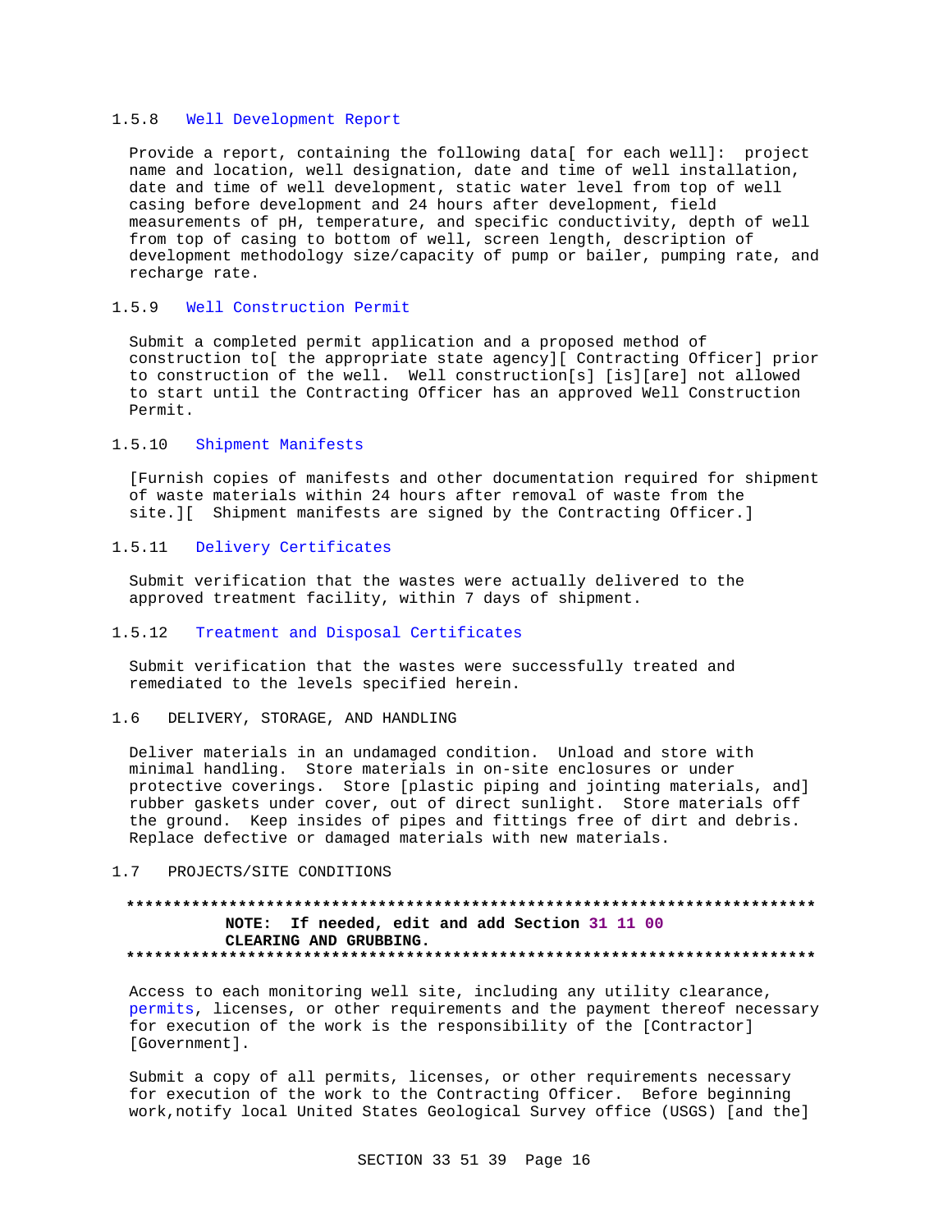### 1.5.8 Well Development Report

Provide a report, containing the following data[ for each well]: project name and location, well designation, date and time of well installation, date and time of well development, static water level from top of well casing before development and 24 hours after development, field measurements of pH, temperature, and specific conductivity, depth of well from top of casing to bottom of well, screen length, description of development methodology size/capacity of pump or bailer, pumping rate, and recharge rate.

### 1.5.9 Well Construction Permit

Submit a completed permit application and a proposed method of construction to[ the appropriate state agency][ Contracting Officer] prior to construction of the well. Well construction[s] [is][are] not allowed to start until the Contracting Officer has an approved Well Construction Permit.

### 1.5.10 Shipment Manifests

[Furnish copies of manifests and other documentation required for shipment of waste materials within 24 hours after removal of waste from the site.][ Shipment manifests are signed by the Contracting Officer.]

### 1.5.11 Delivery Certificates

Submit verification that the wastes were actually delivered to the approved treatment facility, within 7 days of shipment.

### 1.5.12 Treatment and Disposal Certificates

Submit verification that the wastes were successfully treated and remediated to the levels specified herein.

## 1.6 DELIVERY, STORAGE, AND HANDLING

Deliver materials in an undamaged condition. Unload and store with minimal handling. Store materials in on-site enclosures or under protective coverings. Store [plastic piping and jointing materials, and] rubber gaskets under cover, out of direct sunlight. Store materials off the ground. Keep insides of pipes and fittings free of dirt and debris. Replace defective or damaged materials with new materials.

## 1.7 PROJECTS/SITE CONDITIONS

**************************************************************************
**NOTE: If needed, edit and add Section 31 11 00 CLEARING AND GRUBBING.**
**************************************************************************

Access to each monitoring well site, including any utility clearance, permits, licenses, or other requirements and the payment thereof necessary for execution of the work is the responsibility of the [Contractor] [Government].

Submit a copy of all permits, licenses, or other requirements necessary for execution of the work to the Contracting Officer. Before beginning work,notify local United States Geological Survey office (USGS) [and the]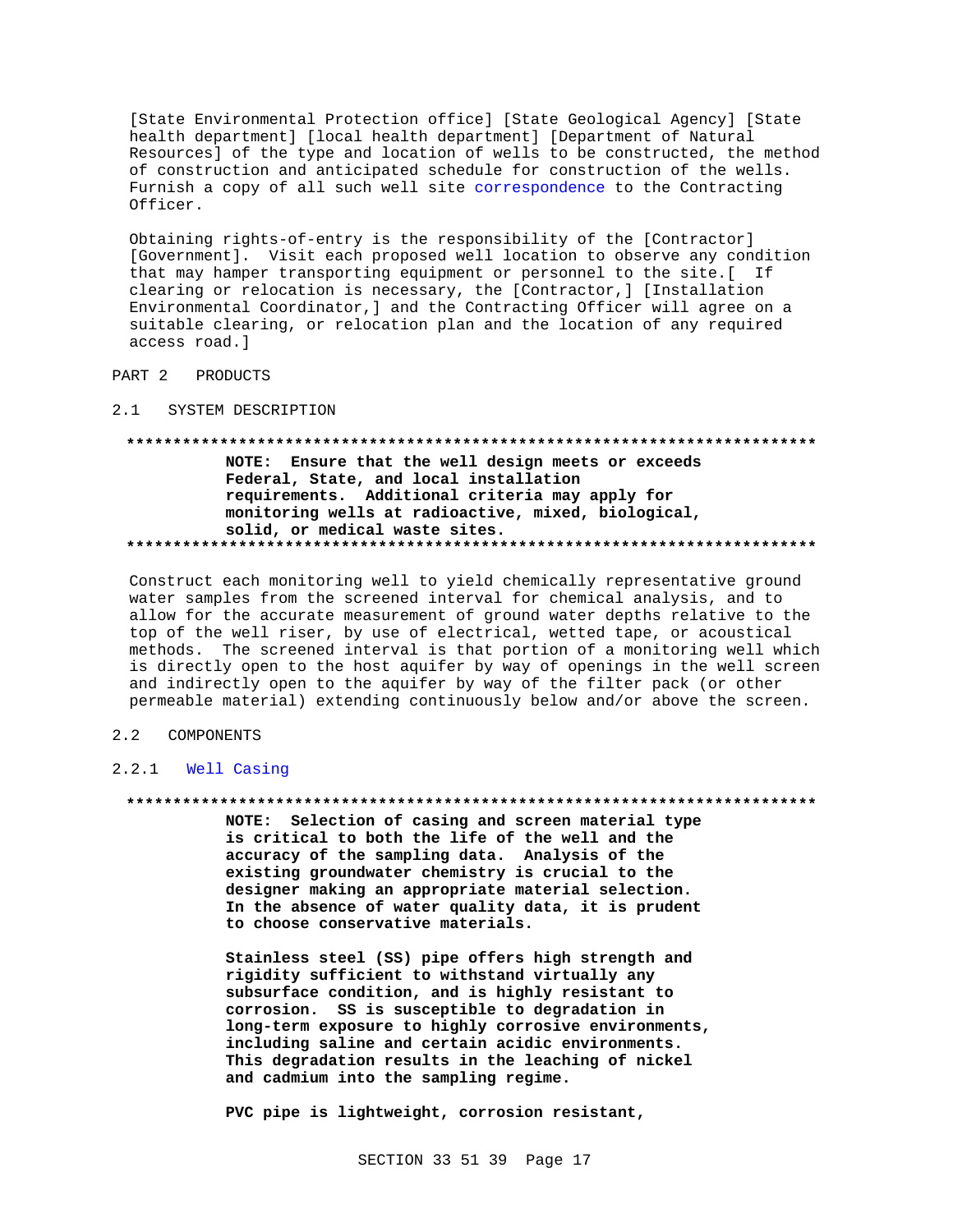[State Environmental Protection office] [State Geological Agency] [State health department] [local health department] [Department of Natural Resources] of the type and location of wells to be constructed, the method of construction and anticipated schedule for construction of the wells. Furnish a copy of all such well site correspondence to the Contracting Officer.

Obtaining rights-of-entry is the responsibility of the [Contractor] [Government]. Visit each proposed well location to observe any condition that may hamper transporting equipment or personnel to the site.[ If clearing or relocation is necessary, the [Contractor,] [Installation Environmental Coordinator,] and the Contracting Officer will agree on a suitable clearing, or relocation plan and the location of any required access road.]

## PART 2 PRODUCTS

### 2.1 SYSTEM DESCRIPTION

**************************************************************************

**NOTE: Ensure that the well design meets or exceeds Federal, State, and local installation requirements. Additional criteria may apply for monitoring wells at radioactive, mixed, biological, solid, or medical waste sites.**

**************************************************************************

Construct each monitoring well to yield chemically representative ground water samples from the screened interval for chemical analysis, and to allow for the accurate measurement of ground water depths relative to the top of the well riser, by use of electrical, wetted tape, or acoustical methods. The screened interval is that portion of a monitoring well which is directly open to the host aquifer by way of openings in the well screen and indirectly open to the aquifer by way of the filter pack (or other permeable material) extending continuously below and/or above the screen.

### 2.2 COMPONENTS

#### 2.2.1 Well Casing

**************************************************************************

**NOTE: Selection of casing and screen material type is critical to both the life of the well and the accuracy of the sampling data. Analysis of the existing groundwater chemistry is crucial to the designer making an appropriate material selection. In the absence of water quality data, it is prudent to choose conservative materials.**

**Stainless steel (SS) pipe offers high strength and rigidity sufficient to withstand virtually any subsurface condition, and is highly resistant to corrosion. SS is susceptible to degradation in long-term exposure to highly corrosive environments, including saline and certain acidic environments. This degradation results in the leaching of nickel and cadmium into the sampling regime.**

**PVC pipe is lightweight, corrosion resistant,**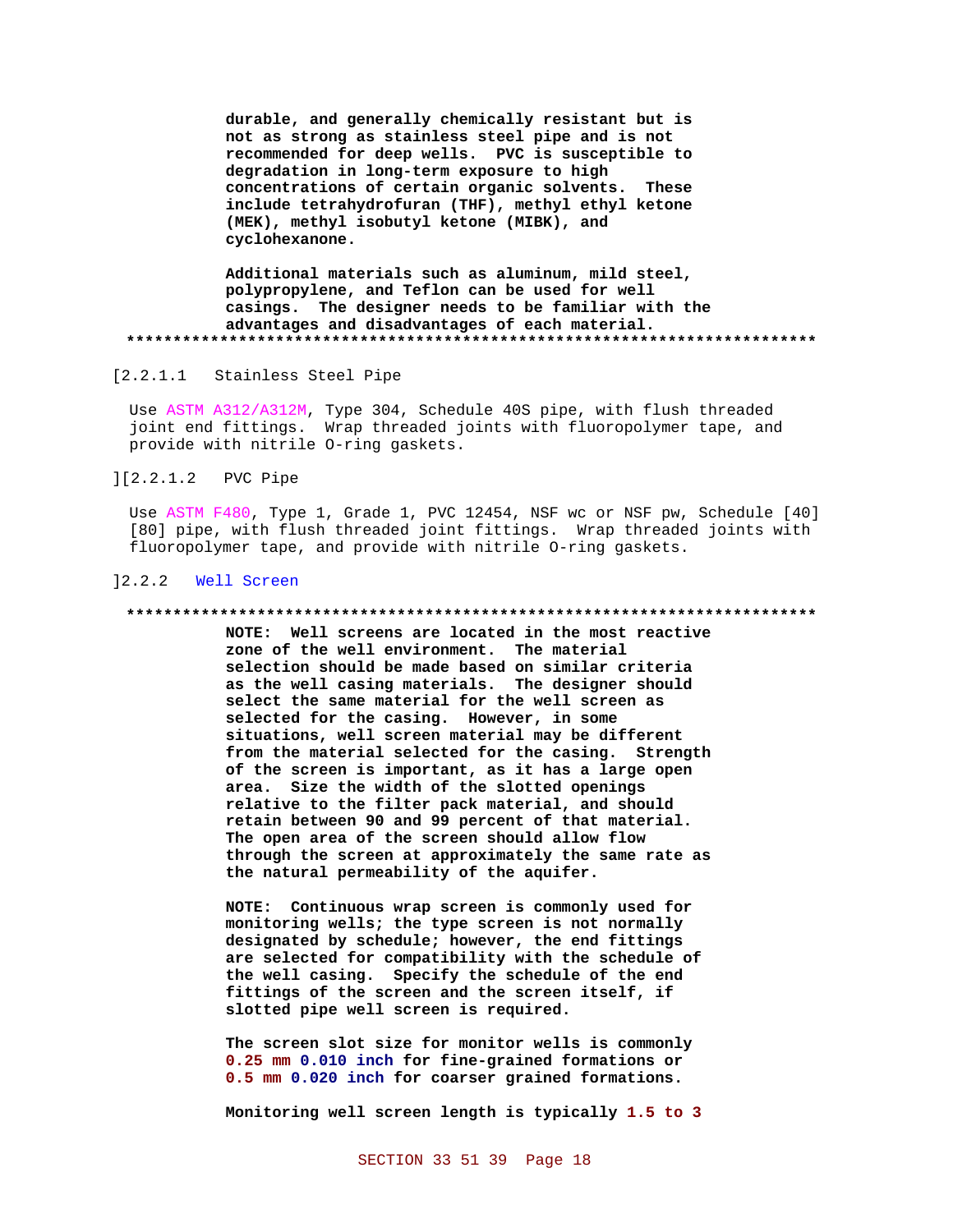**durable, and generally chemically resistant but is not as strong as stainless steel pipe and is not recommended for deep wells. PVC is susceptible to degradation in long-term exposure to high concentrations of certain organic solvents. These include tetrahydrofuran (THF), methyl ethyl ketone (MEK), methyl isobutyl ketone (MIBK), and cyclohexanone.**

**Additional materials such as aluminum, mild steel, polypropylene, and Teflon can be used for well casings. The designer needs to be familiar with the advantages and disadvantages of each material.**

**************************************************************************

[2.2.1.1 Stainless Steel Pipe

Use ASTM A312/A312M, Type 304, Schedule 40S pipe, with flush threaded joint end fittings. Wrap threaded joints with fluoropolymer tape, and provide with nitrile O-ring gaskets.

][2.2.1.2 PVC Pipe

Use ASTM F480, Type 1, Grade 1, PVC 12454, NSF wc or NSF pw, Schedule [40] [80] pipe, with flush threaded joint fittings. Wrap threaded joints with fluoropolymer tape, and provide with nitrile O-ring gaskets.

]2.2.2 Well Screen

**************************************************************************

**NOTE: Well screens are located in the most reactive zone of the well environment. The material selection should be made based on similar criteria as the well casing materials. The designer should select the same material for the well screen as selected for the casing. However, in some situations, well screen material may be different from the material selected for the casing. Strength of the screen is important, as it has a large open area. Size the width of the slotted openings relative to the filter pack material, and should retain between 90 and 99 percent of that material. The open area of the screen should allow flow through the screen at approximately the same rate as the natural permeability of the aquifer.**

**NOTE: Continuous wrap screen is commonly used for monitoring wells; the type screen is not normally designated by schedule; however, the end fittings are selected for compatibility with the schedule of the well casing. Specify the schedule of the end fittings of the screen and the screen itself, if slotted pipe well screen is required.**

**The screen slot size for monitor wells is commonly 0.25 mm 0.010 inch for fine-grained formations or 0.5 mm 0.020 inch for coarser grained formations.**

**Monitoring well screen length is typically 1.5 to 3**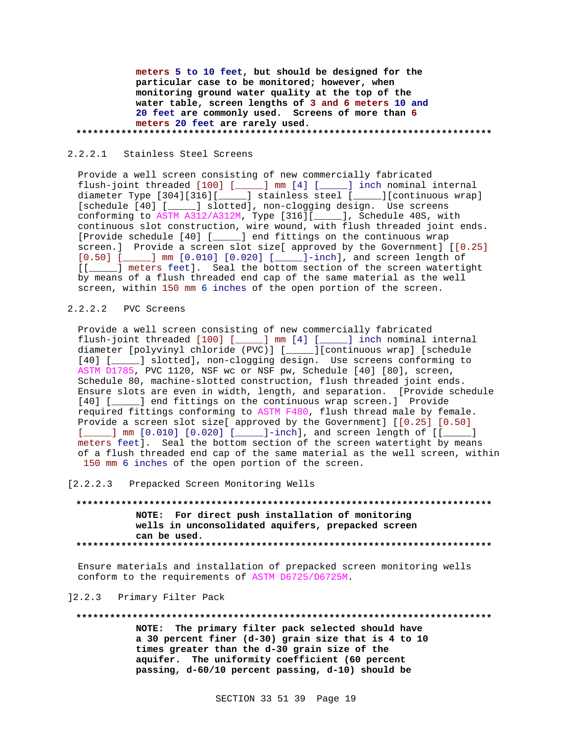**meters 5 to 10 feet, but should be designed for the particular case to be monitored; however, when monitoring ground water quality at the top of the water table, screen lengths of 3 and 6 meters 10 and 20 feet are commonly used. Screens of more than 6 meters 20 feet are rarely used.**

**************************************************************************

2.2.2.1 Stainless Steel Screens

Provide a well screen consisting of new commercially fabricated flush-joint threaded [100] [_____] mm [4] [_____] inch nominal internal diameter Type [304][316][_____] stainless steel [_____][continuous wrap] [schedule [40] [_____] slotted], non-clogging design. Use screens conforming to ASTM A312/A312M, Type [316][_____], Schedule 40S, with continuous slot construction, wire wound, with flush threaded joint ends. [Provide schedule [40] [_____] end fittings on the continuous wrap screen.] Provide a screen slot size[ approved by the Government] [[0.25] [0.50] [_____] mm [0.010] [0.020] [_____]-inch], and screen length of [[_____] meters feet]. Seal the bottom section of the screen watertight by means of a flush threaded end cap of the same material as the well screen, within 150 mm 6 inches of the open portion of the screen.

2.2.2.2 PVC Screens

Provide a well screen consisting of new commercially fabricated flush-joint threaded [100] [_____] mm [4] [_____] inch nominal internal diameter [polyvinyl chloride (PVC)] [_____][continuous wrap] [schedule [40] [_____] slotted], non-clogging design. Use screens conforming to ASTM D1785, PVC 1120, NSF wc or NSF pw, Schedule [40] [80], screen, Schedule 80, machine-slotted construction, flush threaded joint ends. Ensure slots are even in width, length, and separation. [Provide schedule [40] [_____] end fittings on the continuous wrap screen.] Provide required fittings conforming to ASTM F480, flush thread male by female. Provide a screen slot size[ approved by the Government] [[0.25] [0.50] [_____] mm [0.010] [0.020] [_____]-inch], and screen length of [[_____] meters feet]. Seal the bottom section of the screen watertight by means of a flush threaded end cap of the same material as the well screen, within 150 mm 6 inches of the open portion of the screen.

[2.2.2.3 Prepacked Screen Monitoring Wells

**************************************************************************

**NOTE: For direct push installation of monitoring wells in unconsolidated aquifers, prepacked screen can be used.**

**************************************************************************

Ensure materials and installation of prepacked screen monitoring wells conform to the requirements of ASTM D6725/D6725M.

]2.2.3 Primary Filter Pack

**************************************************************************

**NOTE: The primary filter pack selected should have a 30 percent finer (d-30) grain size that is 4 to 10 times greater than the d-30 grain size of the aquifer. The uniformity coefficient (60 percent passing, d-60/10 percent passing, d-10) should be**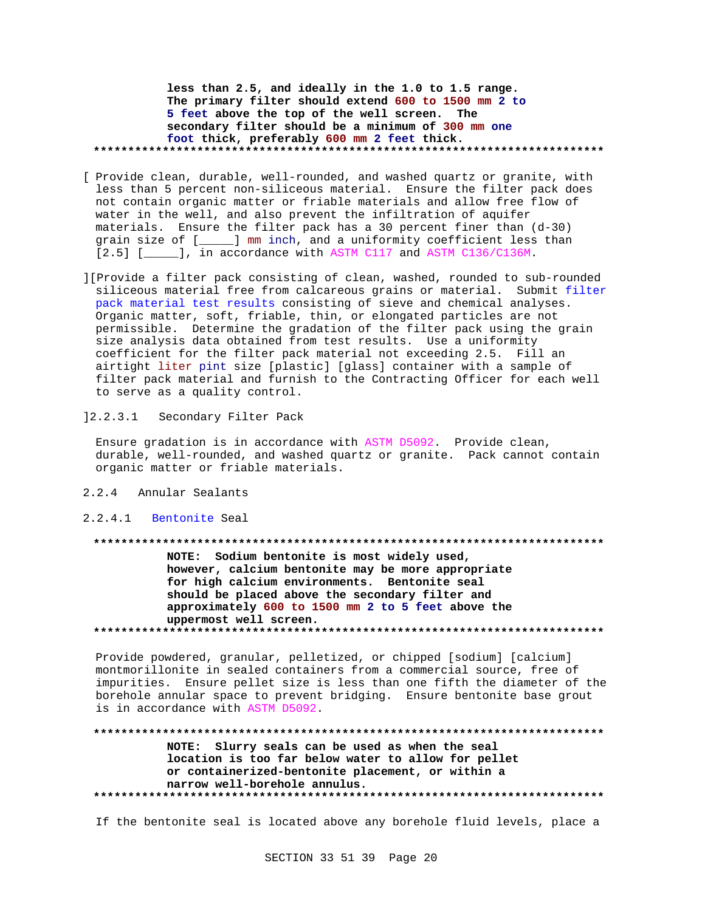**less than 2.5, and ideally in the 1.0 to 1.5 range. The primary filter should extend 600 to 1500 mm 2 to 5 feet above the top of the well screen. The secondary filter should be a minimum of 300 mm one foot thick, preferably 600 mm 2 feet thick.**

**************************************************************************

[ Provide clean, durable, well-rounded, and washed quartz or granite, with less than 5 percent non-siliceous material. Ensure the filter pack does not contain organic matter or friable materials and allow free flow of water in the well, and also prevent the infiltration of aquifer materials. Ensure the filter pack has a 30 percent finer than (d-30) grain size of [_____] mm inch, and a uniformity coefficient less than [2.5] [_____], in accordance with ASTM C117 and ASTM C136/C136M.

][Provide a filter pack consisting of clean, washed, rounded to sub-rounded siliceous material free from calcareous grains or material. Submit filter pack material test results consisting of sieve and chemical analyses. Organic matter, soft, friable, thin, or elongated particles are not permissible. Determine the gradation of the filter pack using the grain size analysis data obtained from test results. Use a uniformity coefficient for the filter pack material not exceeding 2.5. Fill an airtight liter pint size [plastic] [glass] container with a sample of filter pack material and furnish to the Contracting Officer for each well to serve as a quality control.

]2.2.3.1 Secondary Filter Pack

Ensure gradation is in accordance with ASTM D5092. Provide clean, durable, well-rounded, and washed quartz or granite. Pack cannot contain organic matter or friable materials.

2.2.4 Annular Sealants

2.2.4.1 Bentonite Seal

**************************************************************************

**NOTE: Sodium bentonite is most widely used, however, calcium bentonite may be more appropriate for high calcium environments. Bentonite seal should be placed above the secondary filter and approximately 600 to 1500 mm 2 to 5 feet above the uppermost well screen.**

**************************************************************************

Provide powdered, granular, pelletized, or chipped [sodium] [calcium] montmorillonite in sealed containers from a commercial source, free of impurities. Ensure pellet size is less than one fifth the diameter of the borehole annular space to prevent bridging. Ensure bentonite base grout is in accordance with ASTM D5092.

**************************************************************************

**NOTE: Slurry seals can be used as when the seal location is too far below water to allow for pellet or containerized-bentonite placement, or within a narrow well-borehole annulus.**

**************************************************************************

If the bentonite seal is located above any borehole fluid levels, place a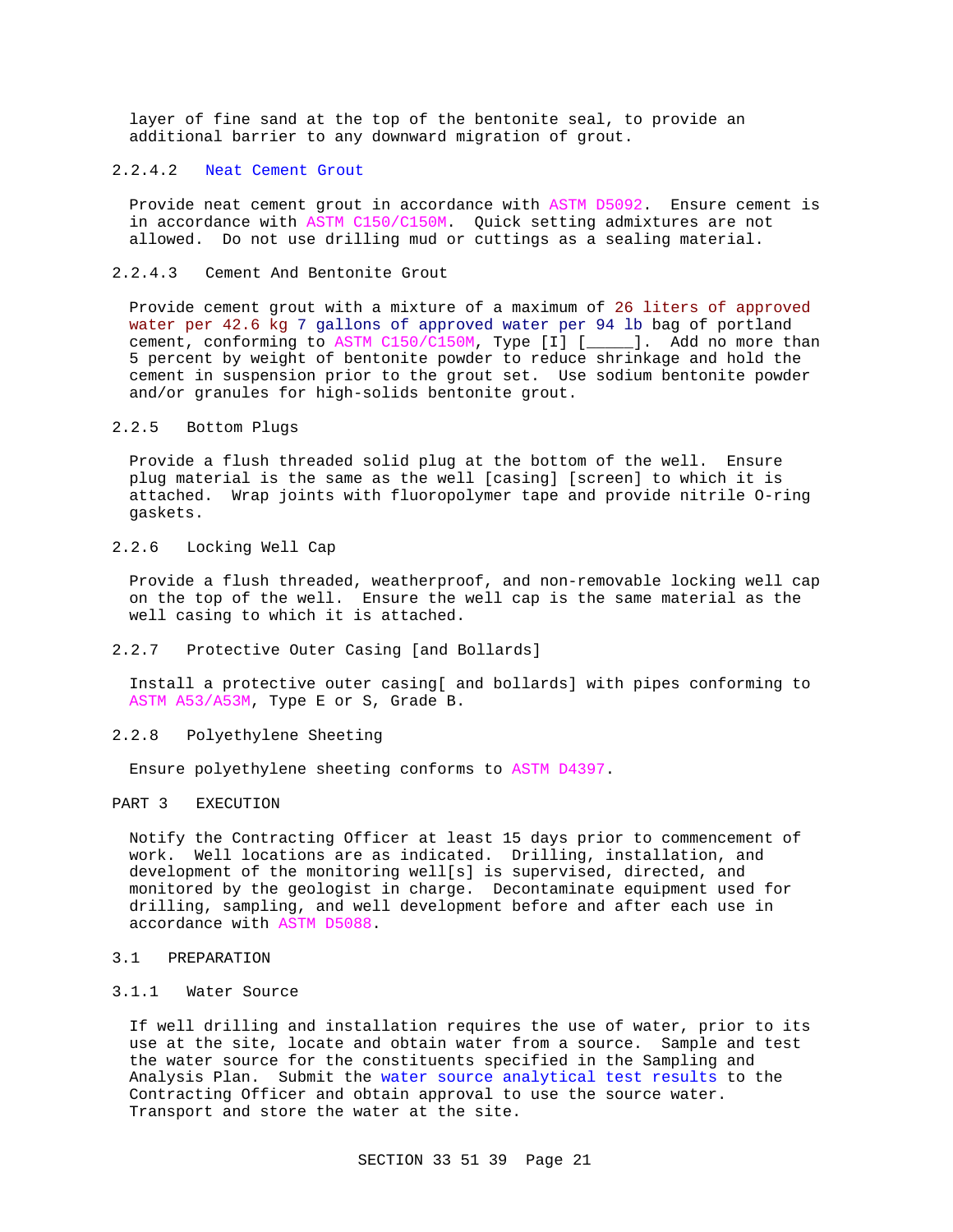layer of fine sand at the top of the bentonite seal, to provide an additional barrier to any downward migration of grout.

#### 2.2.4.2 Neat Cement Grout

Provide neat cement grout in accordance with ASTM D5092. Ensure cement is in accordance with ASTM C150/C150M. Quick setting admixtures are not allowed. Do not use drilling mud or cuttings as a sealing material.

#### 2.2.4.3 Cement And Bentonite Grout

Provide cement grout with a mixture of a maximum of 26 liters of approved water per 42.6 kg 7 gallons of approved water per 94 lb bag of portland cement, conforming to ASTM C150/C150M, Type [I] [_____]. Add no more than 5 percent by weight of bentonite powder to reduce shrinkage and hold the cement in suspension prior to the grout set. Use sodium bentonite powder and/or granules for high-solids bentonite grout.

### 2.2.5 Bottom Plugs

Provide a flush threaded solid plug at the bottom of the well. Ensure plug material is the same as the well [casing] [screen] to which it is attached. Wrap joints with fluoropolymer tape and provide nitrile O-ring gaskets.

### 2.2.6 Locking Well Cap

Provide a flush threaded, weatherproof, and non-removable locking well cap on the top of the well. Ensure the well cap is the same material as the well casing to which it is attached.

### 2.2.7 Protective Outer Casing [and Bollards]

Install a protective outer casing[ and bollards] with pipes conforming to ASTM A53/A53M, Type E or S, Grade B.

### 2.2.8 Polyethylene Sheeting

Ensure polyethylene sheeting conforms to ASTM D4397.

# PART 3 EXECUTION

Notify the Contracting Officer at least 15 days prior to commencement of work. Well locations are as indicated. Drilling, installation, and development of the monitoring well[s] is supervised, directed, and monitored by the geologist in charge. Decontaminate equipment used for drilling, sampling, and well development before and after each use in accordance with ASTM D5088.

## 3.1 PREPARATION

### 3.1.1 Water Source

If well drilling and installation requires the use of water, prior to its use at the site, locate and obtain water from a source. Sample and test the water source for the constituents specified in the Sampling and Analysis Plan. Submit the water source analytical test results to the Contracting Officer and obtain approval to use the source water. Transport and store the water at the site.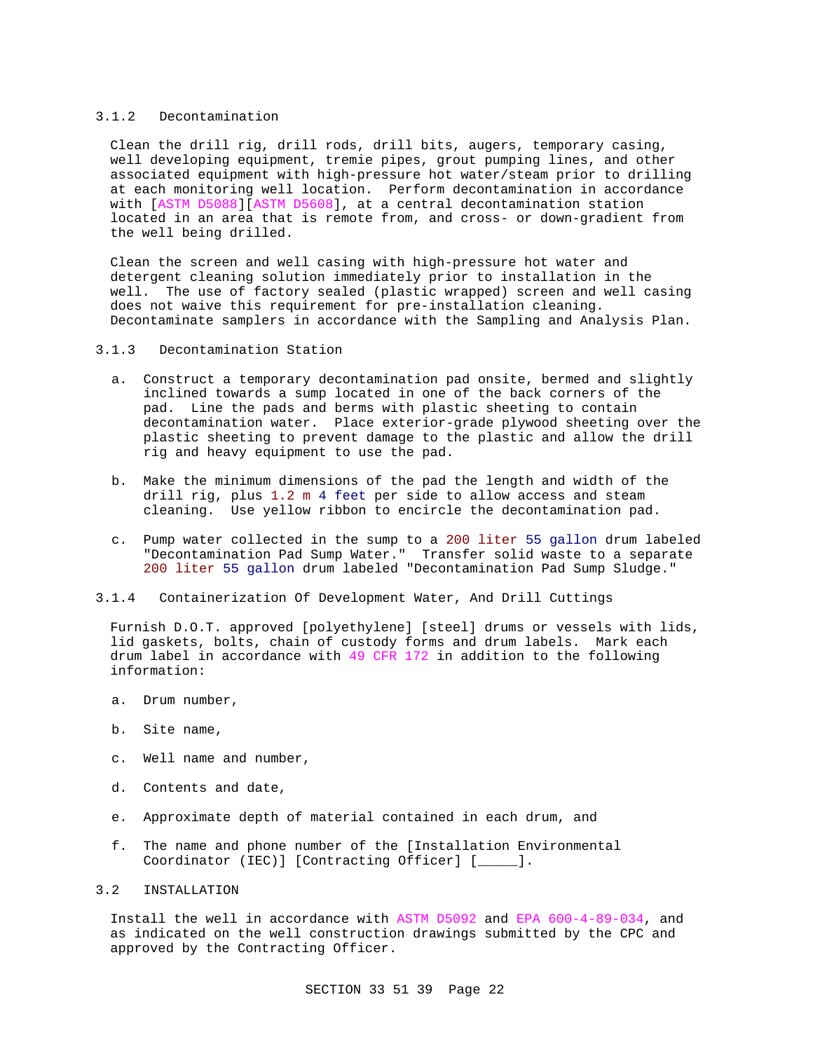### 3.1.2 Decontamination

Clean the drill rig, drill rods, drill bits, augers, temporary casing, well developing equipment, tremie pipes, grout pumping lines, and other associated equipment with high-pressure hot water/steam prior to drilling at each monitoring well location. Perform decontamination in accordance with [ASTM D5088][ASTM D5608], at a central decontamination station located in an area that is remote from, and cross- or down-gradient from the well being drilled.

Clean the screen and well casing with high-pressure hot water and detergent cleaning solution immediately prior to installation in the well. The use of factory sealed (plastic wrapped) screen and well casing does not waive this requirement for pre-installation cleaning. Decontaminate samplers in accordance with the Sampling and Analysis Plan.

### 3.1.3 Decontamination Station

a. Construct a temporary decontamination pad onsite, bermed and slightly inclined towards a sump located in one of the back corners of the pad. Line the pads and berms with plastic sheeting to contain decontamination water. Place exterior-grade plywood sheeting over the plastic sheeting to prevent damage to the plastic and allow the drill rig and heavy equipment to use the pad.

b. Make the minimum dimensions of the pad the length and width of the drill rig, plus 1.2 m 4 feet per side to allow access and steam cleaning. Use yellow ribbon to encircle the decontamination pad.

c. Pump water collected in the sump to a 200 liter 55 gallon drum labeled "Decontamination Pad Sump Water." Transfer solid waste to a separate 200 liter 55 gallon drum labeled "Decontamination Pad Sump Sludge."

### 3.1.4 Containerization Of Development Water, And Drill Cuttings

Furnish D.O.T. approved [polyethylene] [steel] drums or vessels with lids, lid gaskets, bolts, chain of custody forms and drum labels. Mark each drum label in accordance with 49 CFR 172 in addition to the following information:

a. Drum number,

b. Site name,

c. Well name and number,

d. Contents and date,

e. Approximate depth of material contained in each drum, and

f. The name and phone number of the [Installation Environmental Coordinator (IEC)] [Contracting Officer] [_____].

## 3.2 INSTALLATION

Install the well in accordance with ASTM D5092 and EPA 600-4-89-034, and as indicated on the well construction drawings submitted by the CPC and approved by the Contracting Officer.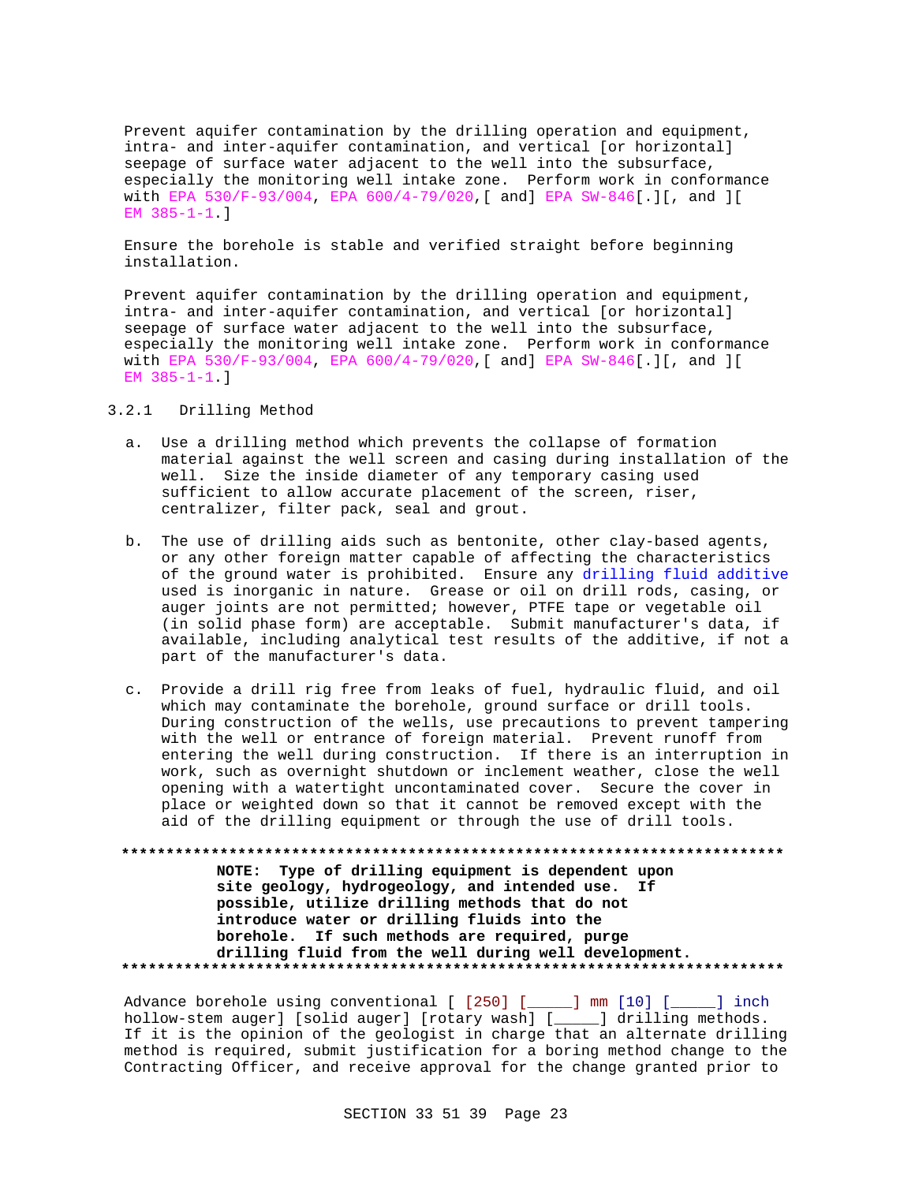Prevent aquifer contamination by the drilling operation and equipment, intra- and inter-aquifer contamination, and vertical [or horizontal] seepage of surface water adjacent to the well into the subsurface, especially the monitoring well intake zone. Perform work in conformance with EPA 530/F-93/004, EPA 600/4-79/020,[ and] EPA SW-846[.][, and ][ EM 385-1-1.]

Ensure the borehole is stable and verified straight before beginning installation.

Prevent aquifer contamination by the drilling operation and equipment, intra- and inter-aquifer contamination, and vertical [or horizontal] seepage of surface water adjacent to the well into the subsurface, especially the monitoring well intake zone. Perform work in conformance with EPA 530/F-93/004, EPA 600/4-79/020,[ and] EPA SW-846[.][, and ][ EM 385-1-1.]

### 3.2.1 Drilling Method

a. Use a drilling method which prevents the collapse of formation material against the well screen and casing during installation of the well. Size the inside diameter of any temporary casing used sufficient to allow accurate placement of the screen, riser, centralizer, filter pack, seal and grout.

b. The use of drilling aids such as bentonite, other clay-based agents, or any other foreign matter capable of affecting the characteristics of the ground water is prohibited. Ensure any drilling fluid additive used is inorganic in nature. Grease or oil on drill rods, casing, or auger joints are not permitted; however, PTFE tape or vegetable oil (in solid phase form) are acceptable. Submit manufacturer's data, if available, including analytical test results of the additive, if not a part of the manufacturer's data.

c. Provide a drill rig free from leaks of fuel, hydraulic fluid, and oil which may contaminate the borehole, ground surface or drill tools. During construction of the wells, use precautions to prevent tampering with the well or entrance of foreign material. Prevent runoff from entering the well during construction. If there is an interruption in work, such as overnight shutdown or inclement weather, close the well opening with a watertight uncontaminated cover. Secure the cover in place or weighted down so that it cannot be removed except with the aid of the drilling equipment or through the use of drill tools.

**************************************************************************

**NOTE: Type of drilling equipment is dependent upon site geology, hydrogeology, and intended use. If possible, utilize drilling methods that do not introduce water or drilling fluids into the borehole. If such methods are required, purge drilling fluid from the well during well development.**

**************************************************************************

Advance borehole using conventional [ [250] [_____] mm [10] [_____] inch hollow-stem auger] [solid auger] [rotary wash] [_____] drilling methods. If it is the opinion of the geologist in charge that an alternate drilling method is required, submit justification for a boring method change to the Contracting Officer, and receive approval for the change granted prior to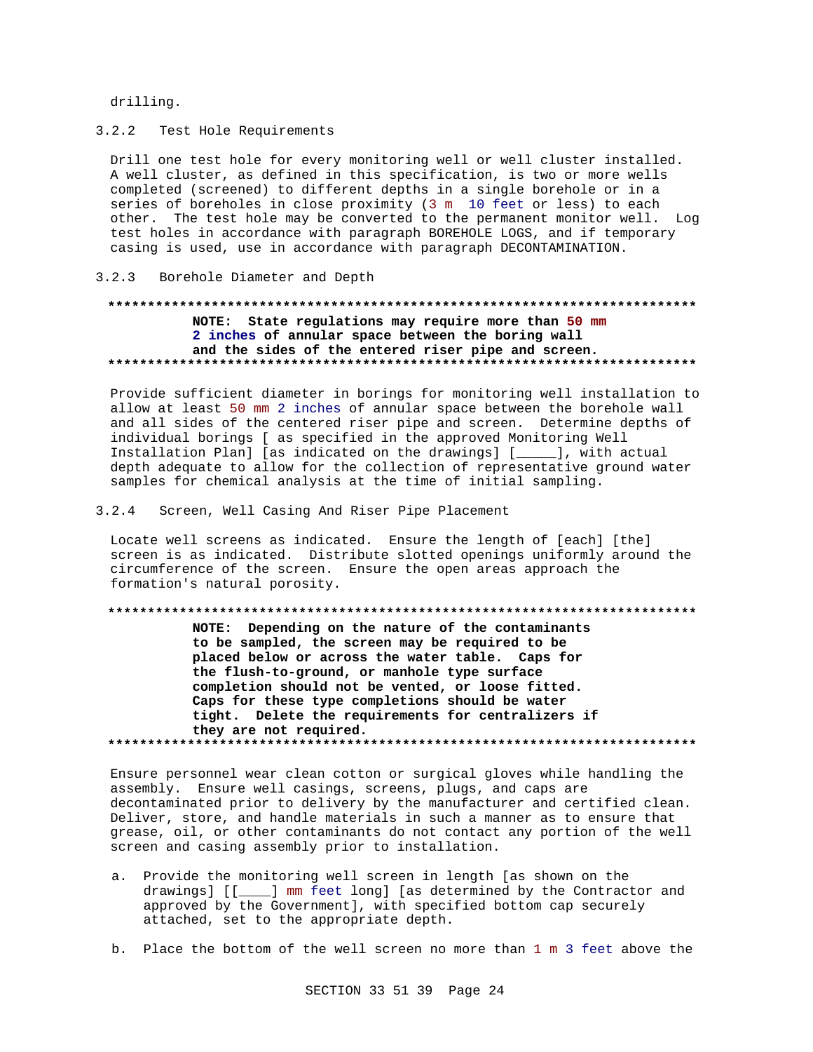drilling.

### 3.2.2 Test Hole Requirements

Drill one test hole for every monitoring well or well cluster installed. A well cluster, as defined in this specification, is two or more wells completed (screened) to different depths in a single borehole or in a series of boreholes in close proximity (3 m 10 feet or less) to each other. The test hole may be converted to the permanent monitor well. Log test holes in accordance with paragraph BOREHOLE LOGS, and if temporary casing is used, use in accordance with paragraph DECONTAMINATION.

### 3.2.3 Borehole Diameter and Depth

**************************************************************************

**NOTE: State regulations may require more than 50 mm 2 inches of annular space between the boring wall and the sides of the entered riser pipe and screen.**

**************************************************************************

Provide sufficient diameter in borings for monitoring well installation to allow at least 50 mm 2 inches of annular space between the borehole wall and all sides of the centered riser pipe and screen. Determine depths of individual borings [ as specified in the approved Monitoring Well Installation Plan] [as indicated on the drawings] [_____], with actual depth adequate to allow for the collection of representative ground water samples for chemical analysis at the time of initial sampling.

### 3.2.4 Screen, Well Casing And Riser Pipe Placement

Locate well screens as indicated. Ensure the length of [each] [the] screen is as indicated. Distribute slotted openings uniformly around the circumference of the screen. Ensure the open areas approach the formation's natural porosity.

**************************************************************************

**NOTE: Depending on the nature of the contaminants to be sampled, the screen may be required to be placed below or across the water table. Caps for the flush-to-ground, or manhole type surface completion should not be vented, or loose fitted. Caps for these type completions should be water tight. Delete the requirements for centralizers if they are not required.**

**************************************************************************

Ensure personnel wear clean cotton or surgical gloves while handling the assembly. Ensure well casings, screens, plugs, and caps are decontaminated prior to delivery by the manufacturer and certified clean. Deliver, store, and handle materials in such a manner as to ensure that grease, oil, or other contaminants do not contact any portion of the well screen and casing assembly prior to installation.

a. Provide the monitoring well screen in length [as shown on the drawings] [[____] mm feet long] [as determined by the Contractor and approved by the Government], with specified bottom cap securely attached, set to the appropriate depth.

b. Place the bottom of the well screen no more than 1 m 3 feet above the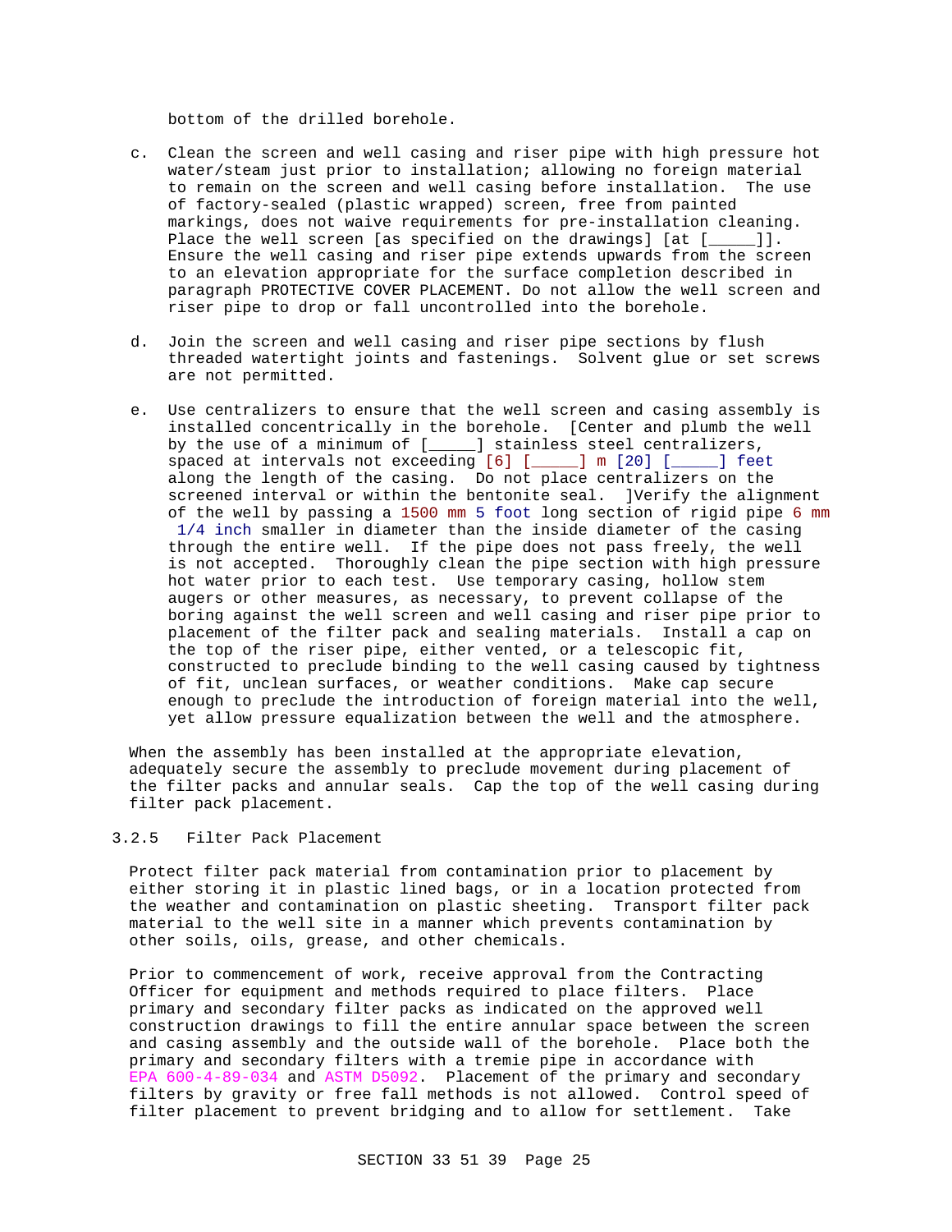bottom of the drilled borehole.

c. Clean the screen and well casing and riser pipe with high pressure hot water/steam just prior to installation; allowing no foreign material to remain on the screen and well casing before installation. The use of factory-sealed (plastic wrapped) screen, free from painted markings, does not waive requirements for pre-installation cleaning. Place the well screen [as specified on the drawings] [at [_____]]. Ensure the well casing and riser pipe extends upwards from the screen to an elevation appropriate for the surface completion described in paragraph PROTECTIVE COVER PLACEMENT. Do not allow the well screen and riser pipe to drop or fall uncontrolled into the borehole.

d. Join the screen and well casing and riser pipe sections by flush threaded watertight joints and fastenings. Solvent glue or set screws are not permitted.

e. Use centralizers to ensure that the well screen and casing assembly is installed concentrically in the borehole. [Center and plumb the well by the use of a minimum of [_____] stainless steel centralizers, spaced at intervals not exceeding [6] [_____] m [20] [_____] feet along the length of the casing. Do not place centralizers on the screened interval or within the bentonite seal. ]Verify the alignment of the well by passing a 1500 mm 5 foot long section of rigid pipe 6 mm 1/4 inch smaller in diameter than the inside diameter of the casing through the entire well. If the pipe does not pass freely, the well is not accepted. Thoroughly clean the pipe section with high pressure hot water prior to each test. Use temporary casing, hollow stem augers or other measures, as necessary, to prevent collapse of the boring against the well screen and well casing and riser pipe prior to placement of the filter pack and sealing materials. Install a cap on the top of the riser pipe, either vented, or a telescopic fit, constructed to preclude binding to the well casing caused by tightness of fit, unclean surfaces, or weather conditions. Make cap secure enough to preclude the introduction of foreign material into the well, yet allow pressure equalization between the well and the atmosphere.

When the assembly has been installed at the appropriate elevation, adequately secure the assembly to preclude movement during placement of the filter packs and annular seals. Cap the top of the well casing during filter pack placement.

### 3.2.5 Filter Pack Placement

Protect filter pack material from contamination prior to placement by either storing it in plastic lined bags, or in a location protected from the weather and contamination on plastic sheeting. Transport filter pack material to the well site in a manner which prevents contamination by other soils, oils, grease, and other chemicals.

Prior to commencement of work, receive approval from the Contracting Officer for equipment and methods required to place filters. Place primary and secondary filter packs as indicated on the approved well construction drawings to fill the entire annular space between the screen and casing assembly and the outside wall of the borehole. Place both the primary and secondary filters with a tremie pipe in accordance with EPA 600-4-89-034 and ASTM D5092. Placement of the primary and secondary filters by gravity or free fall methods is not allowed. Control speed of filter placement to prevent bridging and to allow for settlement. Take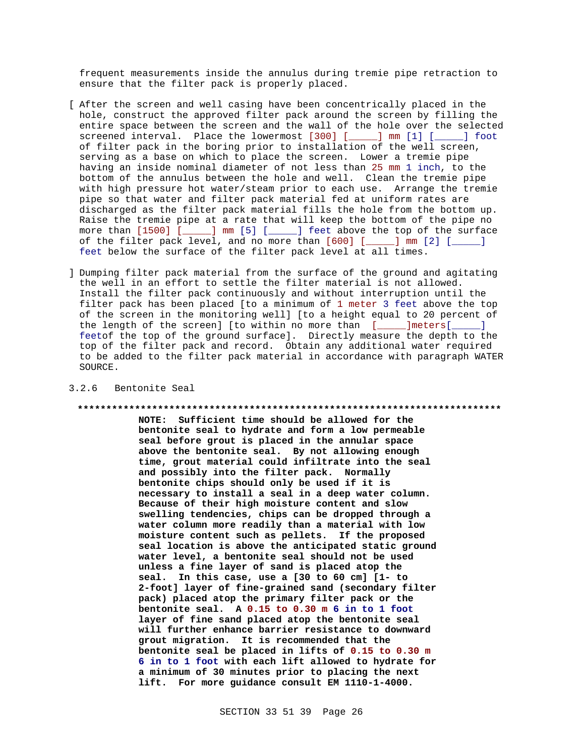frequent measurements inside the annulus during tremie pipe retraction to ensure that the filter pack is properly placed.

[ After the screen and well casing have been concentrically placed in the hole, construct the approved filter pack around the screen by filling the entire space between the screen and the wall of the hole over the selected screened interval. Place the lowermost [300] [_____] mm [1] [_____] foot of filter pack in the boring prior to installation of the well screen, serving as a base on which to place the screen. Lower a tremie pipe having an inside nominal diameter of not less than 25 mm 1 inch, to the bottom of the annulus between the hole and well. Clean the tremie pipe with high pressure hot water/steam prior to each use. Arrange the tremie pipe so that water and filter pack material fed at uniform rates are discharged as the filter pack material fills the hole from the bottom up. Raise the tremie pipe at a rate that will keep the bottom of the pipe no more than [1500] [_____] mm [5] [_____] feet above the top of the surface of the filter pack level, and no more than [600] [_____] mm [2] [_____] feet below the surface of the filter pack level at all times.

] Dumping filter pack material from the surface of the ground and agitating the well in an effort to settle the filter material is not allowed. Install the filter pack continuously and without interruption until the filter pack has been placed [to a minimum of 1 meter 3 feet above the top of the screen in the monitoring well] [to a height equal to 20 percent of the length of the screen] [to within no more than [_____]meters[_____] feetof the top of the ground surface]. Directly measure the depth to the top of the filter pack and record. Obtain any additional water required to be added to the filter pack material in accordance with paragraph WATER SOURCE.

### 3.2.6 Bentonite Seal

**************************************************************************

**NOTE: Sufficient time should be allowed for the bentonite seal to hydrate and form a low permeable seal before grout is placed in the annular space above the bentonite seal. By not allowing enough time, grout material could infiltrate into the seal and possibly into the filter pack. Normally bentonite chips should only be used if it is necessary to install a seal in a deep water column. Because of their high moisture content and slow swelling tendencies, chips can be dropped through a water column more readily than a material with low moisture content such as pellets. If the proposed seal location is above the anticipated static ground water level, a bentonite seal should not be used unless a fine layer of sand is placed atop the seal. In this case, use a [30 to 60 cm] [1- to 2-foot] layer of fine-grained sand (secondary filter pack) placed atop the primary filter pack or the bentonite seal. A 0.15 to 0.30 m 6 in to 1 foot layer of fine sand placed atop the bentonite seal will further enhance barrier resistance to downward grout migration. It is recommended that the bentonite seal be placed in lifts of 0.15 to 0.30 m 6 in to 1 foot with each lift allowed to hydrate for a minimum of 30 minutes prior to placing the next lift. For more guidance consult EM 1110-1-4000.**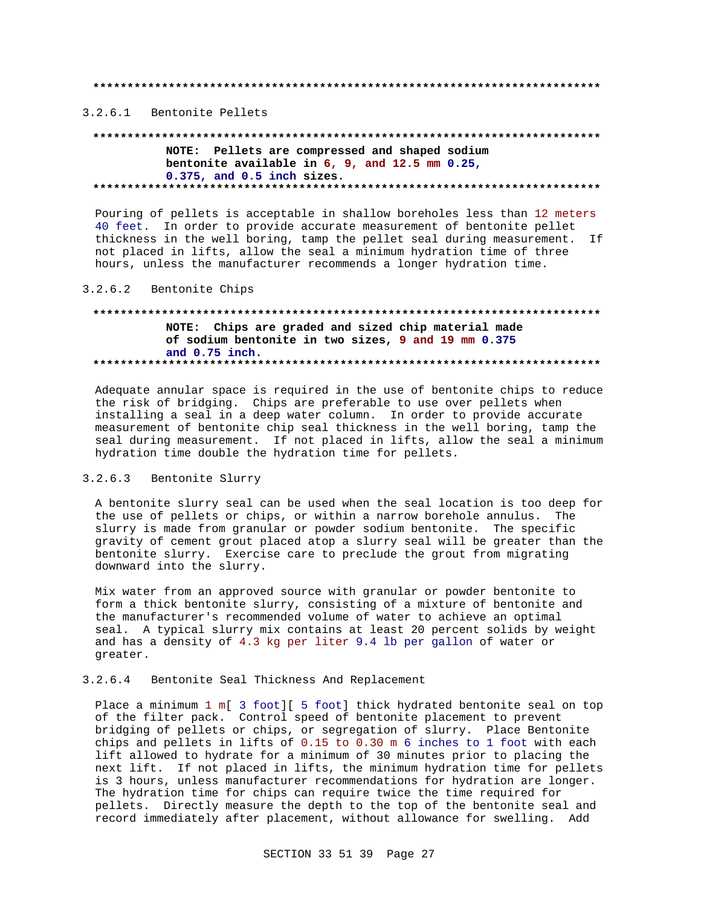**************************************************************************

### 3.2.6.1 Bentonite Pellets

**************************************************************************

**NOTE: Pellets are compressed and shaped sodium bentonite available in 6, 9, and 12.5 mm 0.25, 0.375, and 0.5 inch sizes.**

**************************************************************************

Pouring of pellets is acceptable in shallow boreholes less than 12 meters 40 feet. In order to provide accurate measurement of bentonite pellet thickness in the well boring, tamp the pellet seal during measurement. If not placed in lifts, allow the seal a minimum hydration time of three hours, unless the manufacturer recommends a longer hydration time.

### 3.2.6.2 Bentonite Chips

**************************************************************************

**NOTE: Chips are graded and sized chip material made of sodium bentonite in two sizes, 9 and 19 mm 0.375 and 0.75 inch.**

**************************************************************************

Adequate annular space is required in the use of bentonite chips to reduce the risk of bridging. Chips are preferable to use over pellets when installing a seal in a deep water column. In order to provide accurate measurement of bentonite chip seal thickness in the well boring, tamp the seal during measurement. If not placed in lifts, allow the seal a minimum hydration time double the hydration time for pellets.

### 3.2.6.3 Bentonite Slurry

A bentonite slurry seal can be used when the seal location is too deep for the use of pellets or chips, or within a narrow borehole annulus. The slurry is made from granular or powder sodium bentonite. The specific gravity of cement grout placed atop a slurry seal will be greater than the bentonite slurry. Exercise care to preclude the grout from migrating downward into the slurry.

Mix water from an approved source with granular or powder bentonite to form a thick bentonite slurry, consisting of a mixture of bentonite and the manufacturer's recommended volume of water to achieve an optimal seal. A typical slurry mix contains at least 20 percent solids by weight and has a density of 4.3 kg per liter 9.4 lb per gallon of water or greater.

### 3.2.6.4 Bentonite Seal Thickness And Replacement

Place a minimum 1 m[ 3 foot][ 5 foot] thick hydrated bentonite seal on top of the filter pack. Control speed of bentonite placement to prevent bridging of pellets or chips, or segregation of slurry. Place Bentonite chips and pellets in lifts of 0.15 to 0.30 m 6 inches to 1 foot with each lift allowed to hydrate for a minimum of 30 minutes prior to placing the next lift. If not placed in lifts, the minimum hydration time for pellets is 3 hours, unless manufacturer recommendations for hydration are longer. The hydration time for chips can require twice the time required for pellets. Directly measure the depth to the top of the bentonite seal and record immediately after placement, without allowance for swelling. Add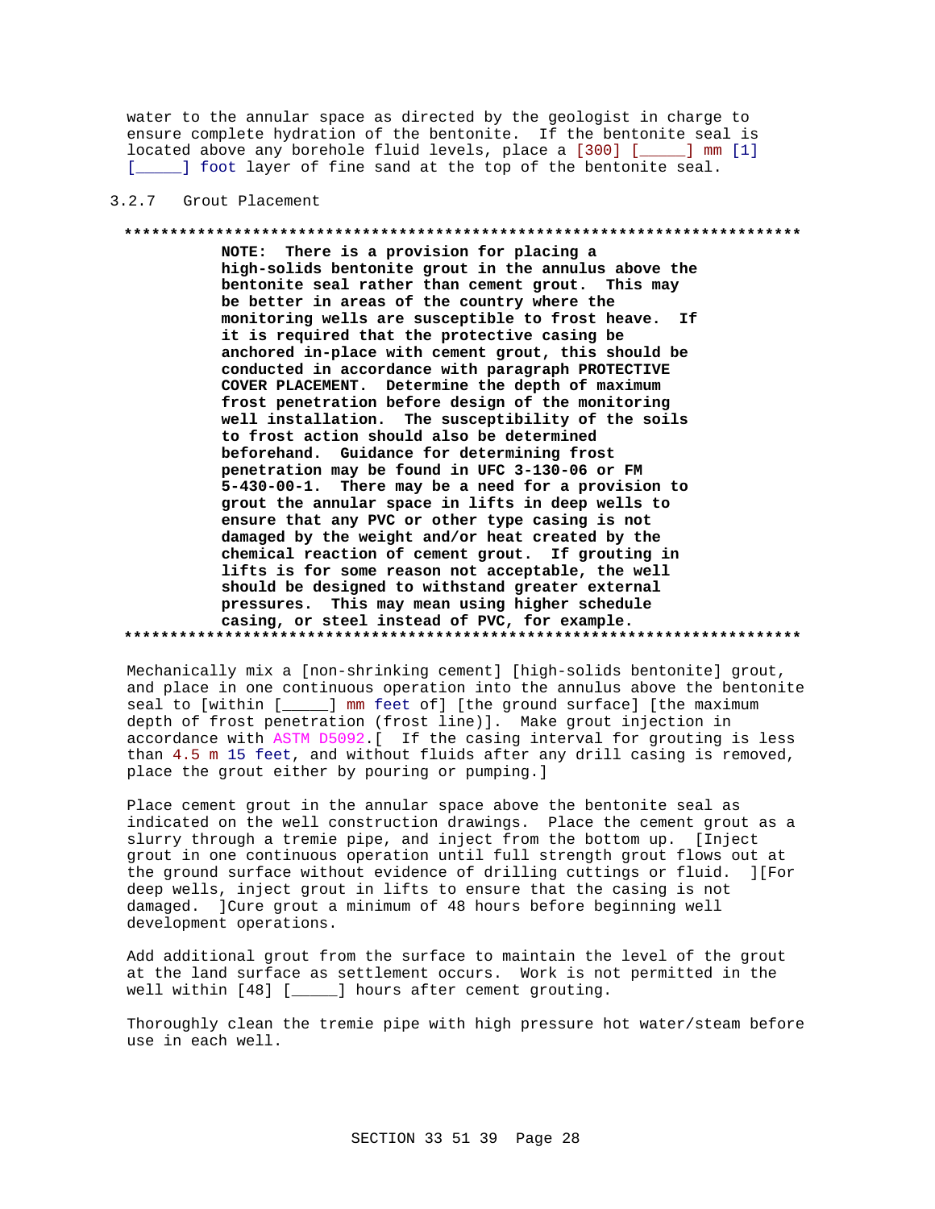water to the annular space as directed by the geologist in charge to ensure complete hydration of the bentonite. If the bentonite seal is located above any borehole fluid levels, place a [300] [_____] mm [1] [_____] foot layer of fine sand at the top of the bentonite seal.

### 3.2.7 Grout Placement

**************************************************************************

**NOTE: There is a provision for placing a high-solids bentonite grout in the annulus above the bentonite seal rather than cement grout. This may be better in areas of the country where the monitoring wells are susceptible to frost heave. If it is required that the protective casing be anchored in-place with cement grout, this should be conducted in accordance with paragraph PROTECTIVE COVER PLACEMENT. Determine the depth of maximum frost penetration before design of the monitoring well installation. The susceptibility of the soils to frost action should also be determined beforehand. Guidance for determining frost penetration may be found in UFC 3-130-06 or FM 5-430-00-1. There may be a need for a provision to grout the annular space in lifts in deep wells to ensure that any PVC or other type casing is not damaged by the weight and/or heat created by the chemical reaction of cement grout. If grouting in lifts is for some reason not acceptable, the well should be designed to withstand greater external pressures. This may mean using higher schedule casing, or steel instead of PVC, for example.**

**************************************************************************

Mechanically mix a [non-shrinking cement] [high-solids bentonite] grout, and place in one continuous operation into the annulus above the bentonite seal to [within [_____] mm feet of] [the ground surface] [the maximum depth of frost penetration (frost line)]. Make grout injection in accordance with ASTM D5092.[ If the casing interval for grouting is less than 4.5 m 15 feet, and without fluids after any drill casing is removed, place the grout either by pouring or pumping.]

Place cement grout in the annular space above the bentonite seal as indicated on the well construction drawings. Place the cement grout as a slurry through a tremie pipe, and inject from the bottom up. [Inject grout in one continuous operation until full strength grout flows out at the ground surface without evidence of drilling cuttings or fluid. ][For deep wells, inject grout in lifts to ensure that the casing is not damaged. ]Cure grout a minimum of 48 hours before beginning well development operations.

Add additional grout from the surface to maintain the level of the grout at the land surface as settlement occurs. Work is not permitted in the well within [48] [_____] hours after cement grouting.

Thoroughly clean the tremie pipe with high pressure hot water/steam before use in each well.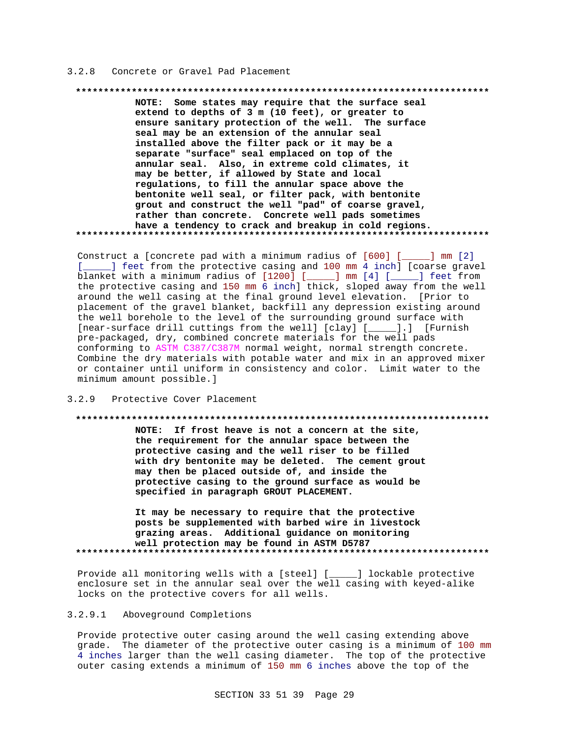### 3.2.8 Concrete or Gravel Pad Placement

**************************************************************************

**NOTE: Some states may require that the surface seal extend to depths of 3 m (10 feet), or greater to ensure sanitary protection of the well. The surface seal may be an extension of the annular seal installed above the filter pack or it may be a separate "surface" seal emplaced on top of the annular seal. Also, in extreme cold climates, it may be better, if allowed by State and local regulations, to fill the annular space above the bentonite well seal, or filter pack, with bentonite grout and construct the well "pad" of coarse gravel, rather than concrete. Concrete well pads sometimes have a tendency to crack and breakup in cold regions.**

**************************************************************************

Construct a [concrete pad with a minimum radius of [600] [_____] mm [2] [_____] feet from the protective casing and 100 mm 4 inch] [coarse gravel blanket with a minimum radius of [1200] [_____] mm [4] [_____] feet from the protective casing and 150 mm 6 inch] thick, sloped away from the well around the well casing at the final ground level elevation. [Prior to placement of the gravel blanket, backfill any depression existing around the well borehole to the level of the surrounding ground surface with [near-surface drill cuttings from the well] [clay] [_____].] [Furnish pre-packaged, dry, combined concrete materials for the well pads conforming to ASTM C387/C387M normal weight, normal strength concrete. Combine the dry materials with potable water and mix in an approved mixer or container until uniform in consistency and color. Limit water to the minimum amount possible.]

### 3.2.9 Protective Cover Placement

**************************************************************************

**NOTE: If frost heave is not a concern at the site, the requirement for the annular space between the protective casing and the well riser to be filled with dry bentonite may be deleted. The cement grout may then be placed outside of, and inside the protective casing to the ground surface as would be specified in paragraph GROUT PLACEMENT.**

**It may be necessary to require that the protective posts be supplemented with barbed wire in livestock grazing areas. Additional guidance on monitoring well protection may be found in ASTM D5787**

**************************************************************************

Provide all monitoring wells with a [steel] [_____] lockable protective enclosure set in the annular seal over the well casing with keyed-alike locks on the protective covers for all wells.

#### 3.2.9.1 Aboveground Completions

Provide protective outer casing around the well casing extending above grade. The diameter of the protective outer casing is a minimum of 100 mm 4 inches larger than the well casing diameter. The top of the protective outer casing extends a minimum of 150 mm 6 inches above the top of the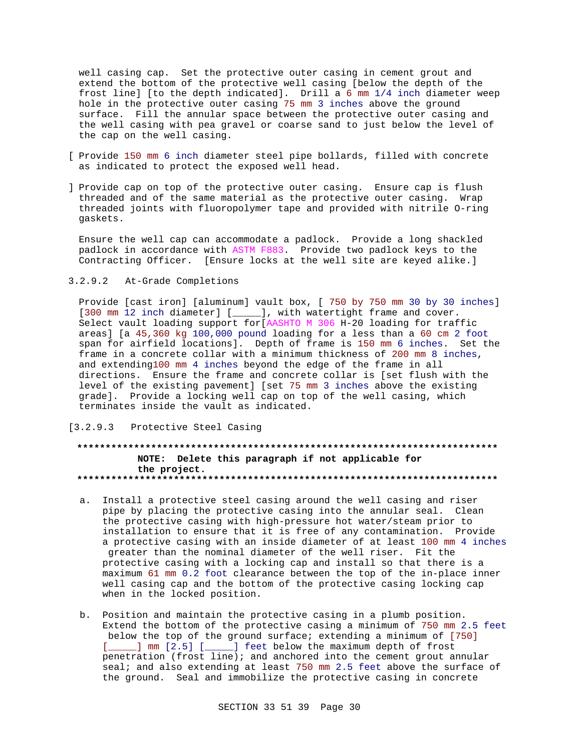well casing cap. Set the protective outer casing in cement grout and extend the bottom of the protective well casing [below the depth of the frost line] [to the depth indicated]. Drill a 6 mm 1/4 inch diameter weep hole in the protective outer casing 75 mm 3 inches above the ground surface. Fill the annular space between the protective outer casing and the well casing with pea gravel or coarse sand to just below the level of the cap on the well casing.

[ Provide 150 mm 6 inch diameter steel pipe bollards, filled with concrete as indicated to protect the exposed well head.

] Provide cap on top of the protective outer casing. Ensure cap is flush threaded and of the same material as the protective outer casing. Wrap threaded joints with fluoropolymer tape and provided with nitrile O-ring gaskets.

Ensure the well cap can accommodate a padlock. Provide a long shackled padlock in accordance with ASTM F883. Provide two padlock keys to the Contracting Officer. [Ensure locks at the well site are keyed alike.]

#### 3.2.9.2 At-Grade Completions

Provide [cast iron] [aluminum] vault box, [ 750 by 750 mm 30 by 30 inches] [300 mm 12 inch diameter] [_____], with watertight frame and cover. Select vault loading support for[AASHTO M 306 H-20 loading for traffic areas] [a 45,360 kg 100,000 pound loading for a less than a 60 cm 2 foot span for airfield locations]. Depth of frame is 150 mm 6 inches. Set the frame in a concrete collar with a minimum thickness of 200 mm 8 inches, and extending100 mm 4 inches beyond the edge of the frame in all directions. Ensure the frame and concrete collar is [set flush with the level of the existing pavement] [set 75 mm 3 inches above the existing grade]. Provide a locking well cap on top of the well casing, which terminates inside the vault as indicated.

#### [3.2.9.3 Protective Steel Casing

**************************************************************************
**NOTE: Delete this paragraph if not applicable for the project.**
**************************************************************************

a. Install a protective steel casing around the well casing and riser pipe by placing the protective casing into the annular seal. Clean the protective casing with high-pressure hot water/steam prior to installation to ensure that it is free of any contamination. Provide a protective casing with an inside diameter of at least 100 mm 4 inches greater than the nominal diameter of the well riser. Fit the protective casing with a locking cap and install so that there is a maximum 61 mm 0.2 foot clearance between the top of the in-place inner well casing cap and the bottom of the protective casing locking cap when in the locked position.

b. Position and maintain the protective casing in a plumb position. Extend the bottom of the protective casing a minimum of 750 mm 2.5 feet below the top of the ground surface; extending a minimum of [750] [_____] mm [2.5] [_____] feet below the maximum depth of frost penetration (frost line); and anchored into the cement grout annular seal; and also extending at least 750 mm 2.5 feet above the surface of the ground. Seal and immobilize the protective casing in concrete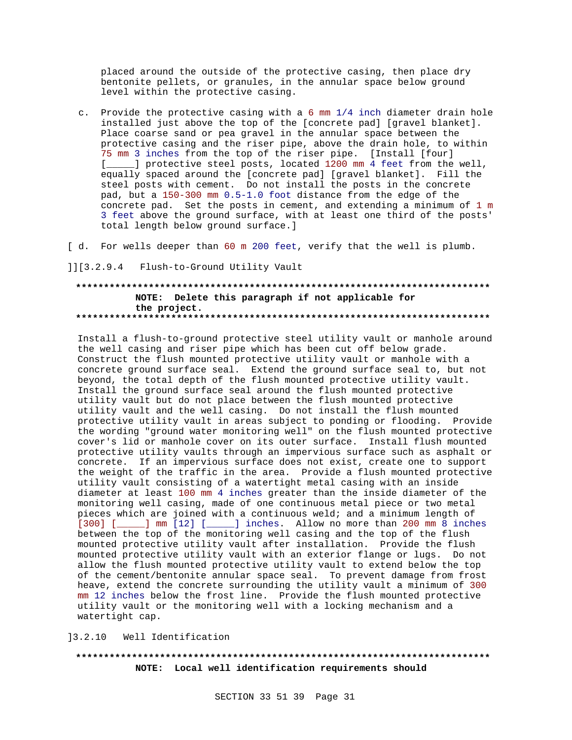placed around the outside of the protective casing, then place dry bentonite pellets, or granules, in the annular space below ground level within the protective casing.

c. Provide the protective casing with a 6 mm 1/4 inch diameter drain hole installed just above the top of the [concrete pad] [gravel blanket]. Place coarse sand or pea gravel in the annular space between the protective casing and the riser pipe, above the drain hole, to within 75 mm 3 inches from the top of the riser pipe. [Install [four] [_____] protective steel posts, located 1200 mm 4 feet from the well, equally spaced around the [concrete pad] [gravel blanket]. Fill the steel posts with cement. Do not install the posts in the concrete pad, but a 150-300 mm 0.5-1.0 foot distance from the edge of the concrete pad. Set the posts in cement, and extending a minimum of 1 m 3 feet above the ground surface, with at least one third of the posts' total length below ground surface.]

[ d. For wells deeper than 60 m 200 feet, verify that the well is plumb.

]][3.2.9.4 Flush-to-Ground Utility Vault

**************************************************************************
**NOTE: Delete this paragraph if not applicable for the project.**
**************************************************************************

Install a flush-to-ground protective steel utility vault or manhole around the well casing and riser pipe which has been cut off below grade. Construct the flush mounted protective utility vault or manhole with a concrete ground surface seal. Extend the ground surface seal to, but not beyond, the total depth of the flush mounted protective utility vault. Install the ground surface seal around the flush mounted protective utility vault but do not place between the flush mounted protective utility vault and the well casing. Do not install the flush mounted protective utility vault in areas subject to ponding or flooding. Provide the wording "ground water monitoring well" on the flush mounted protective cover's lid or manhole cover on its outer surface. Install flush mounted protective utility vaults through an impervious surface such as asphalt or concrete. If an impervious surface does not exist, create one to support the weight of the traffic in the area. Provide a flush mounted protective utility vault consisting of a watertight metal casing with an inside diameter at least 100 mm 4 inches greater than the inside diameter of the monitoring well casing, made of one continuous metal piece or two metal pieces which are joined with a continuous weld; and a minimum length of [300] [_____] mm [12] [_____] inches. Allow no more than 200 mm 8 inches between the top of the monitoring well casing and the top of the flush mounted protective utility vault after installation. Provide the flush mounted protective utility vault with an exterior flange or lugs. Do not allow the flush mounted protective utility vault to extend below the top of the cement/bentonite annular space seal. To prevent damage from frost heave, extend the concrete surrounding the utility vault a minimum of 300 mm 12 inches below the frost line. Provide the flush mounted protective utility vault or the monitoring well with a locking mechanism and a watertight cap.

]3.2.10 Well Identification

**************************************************************************
**NOTE: Local well identification requirements should**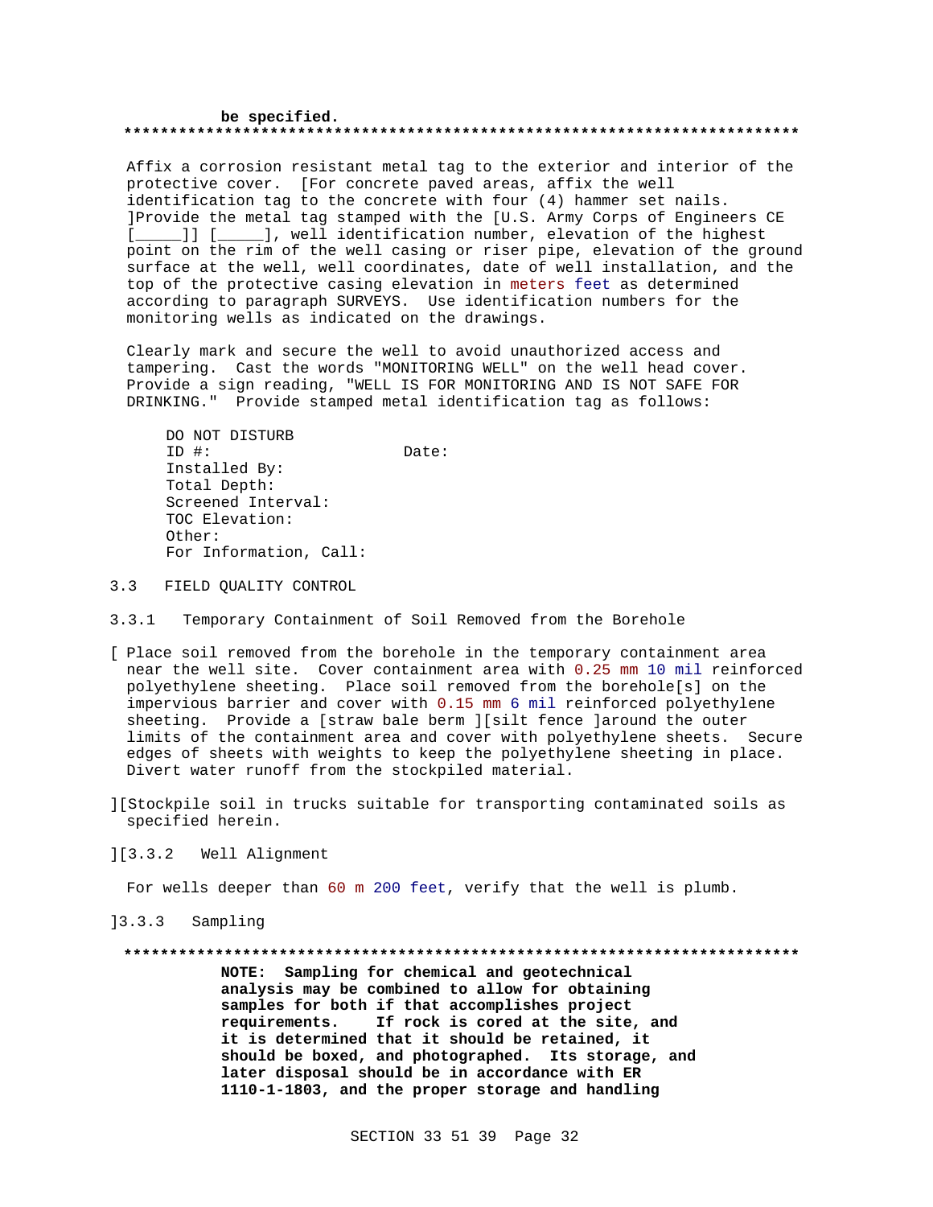**be specified.**
**************************************************************************

Affix a corrosion resistant metal tag to the exterior and interior of the protective cover. [For concrete paved areas, affix the well identification tag to the concrete with four (4) hammer set nails. ]Provide the metal tag stamped with the [U.S. Army Corps of Engineers CE [_____]] [_____], well identification number, elevation of the highest point on the rim of the well casing or riser pipe, elevation of the ground surface at the well, well coordinates, date of well installation, and the top of the protective casing elevation in meters feet as determined according to paragraph SURVEYS. Use identification numbers for the monitoring wells as indicated on the drawings.

Clearly mark and secure the well to avoid unauthorized access and tampering. Cast the words "MONITORING WELL" on the well head cover. Provide a sign reading, "WELL IS FOR MONITORING AND IS NOT SAFE FOR DRINKING." Provide stamped metal identification tag as follows:

```
DO NOT DISTURB
ID #:                    Date:
Installed By:
Total Depth:
Screened Interval:
TOC Elevation:
Other:
For Information, Call:
```

## 3.3 FIELD QUALITY CONTROL

### 3.3.1 Temporary Containment of Soil Removed from the Borehole

[ Place soil removed from the borehole in the temporary containment area near the well site. Cover containment area with 0.25 mm 10 mil reinforced polyethylene sheeting. Place soil removed from the borehole[s] on the impervious barrier and cover with 0.15 mm 6 mil reinforced polyethylene sheeting. Provide a [straw bale berm ][silt fence ]around the outer limits of the containment area and cover with polyethylene sheets. Secure edges of sheets with weights to keep the polyethylene sheeting in place. Divert water runoff from the stockpiled material.

][Stockpile soil in trucks suitable for transporting contaminated soils as specified herein.

][3.3.2 Well Alignment

For wells deeper than 60 m 200 feet, verify that the well is plumb.

]3.3.3 Sampling

**************************************************************************
**NOTE: Sampling for chemical and geotechnical analysis may be combined to allow for obtaining samples for both if that accomplishes project requirements. If rock is cored at the site, and it is determined that it should be retained, it should be boxed, and photographed. Its storage, and later disposal should be in accordance with ER 1110-1-1803, and the proper storage and handling**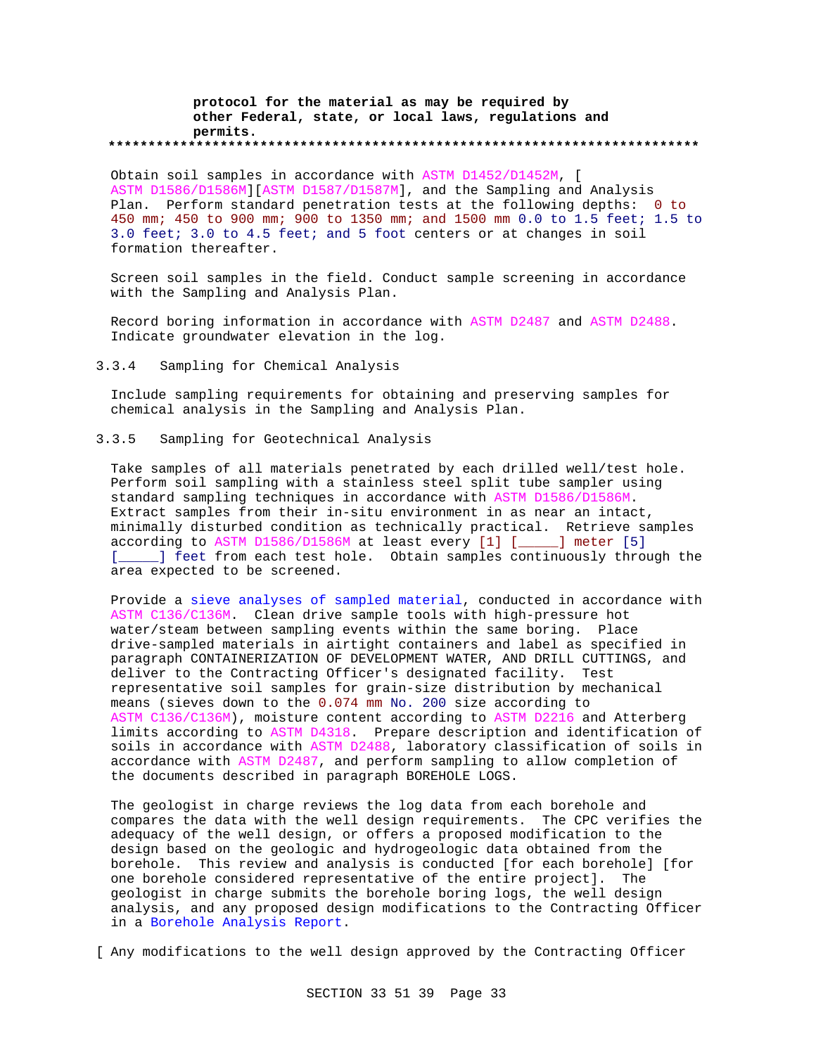**protocol for the material as may be required by other Federal, state, or local laws, regulations and permits.**

**************************************************************************

Obtain soil samples in accordance with ASTM D1452/D1452M, [ ASTM D1586/D1586M][ASTM D1587/D1587M], and the Sampling and Analysis Plan. Perform standard penetration tests at the following depths: 0 to 450 mm; 450 to 900 mm; 900 to 1350 mm; and 1500 mm 0.0 to 1.5 feet; 1.5 to 3.0 feet; 3.0 to 4.5 feet; and 5 foot centers or at changes in soil formation thereafter.

Screen soil samples in the field. Conduct sample screening in accordance with the Sampling and Analysis Plan.

Record boring information in accordance with ASTM D2487 and ASTM D2488. Indicate groundwater elevation in the log.

### 3.3.4 Sampling for Chemical Analysis

Include sampling requirements for obtaining and preserving samples for chemical analysis in the Sampling and Analysis Plan.

### 3.3.5 Sampling for Geotechnical Analysis

Take samples of all materials penetrated by each drilled well/test hole. Perform soil sampling with a stainless steel split tube sampler using standard sampling techniques in accordance with ASTM D1586/D1586M. Extract samples from their in-situ environment in as near an intact, minimally disturbed condition as technically practical. Retrieve samples according to ASTM D1586/D1586M at least every [1] [_____] meter [5] [_____] feet from each test hole. Obtain samples continuously through the area expected to be screened.

Provide a sieve analyses of sampled material, conducted in accordance with ASTM C136/C136M. Clean drive sample tools with high-pressure hot water/steam between sampling events within the same boring. Place drive-sampled materials in airtight containers and label as specified in paragraph CONTAINERIZATION OF DEVELOPMENT WATER, AND DRILL CUTTINGS, and deliver to the Contracting Officer's designated facility. Test representative soil samples for grain-size distribution by mechanical means (sieves down to the 0.074 mm No. 200 size according to ASTM C136/C136M), moisture content according to ASTM D2216 and Atterberg limits according to ASTM D4318. Prepare description and identification of soils in accordance with ASTM D2488, laboratory classification of soils in accordance with ASTM D2487, and perform sampling to allow completion of the documents described in paragraph BOREHOLE LOGS.

The geologist in charge reviews the log data from each borehole and compares the data with the well design requirements. The CPC verifies the adequacy of the well design, or offers a proposed modification to the design based on the geologic and hydrogeologic data obtained from the borehole. This review and analysis is conducted [for each borehole] [for one borehole considered representative of the entire project]. The geologist in charge submits the borehole boring logs, the well design analysis, and any proposed design modifications to the Contracting Officer in a Borehole Analysis Report.

[ Any modifications to the well design approved by the Contracting Officer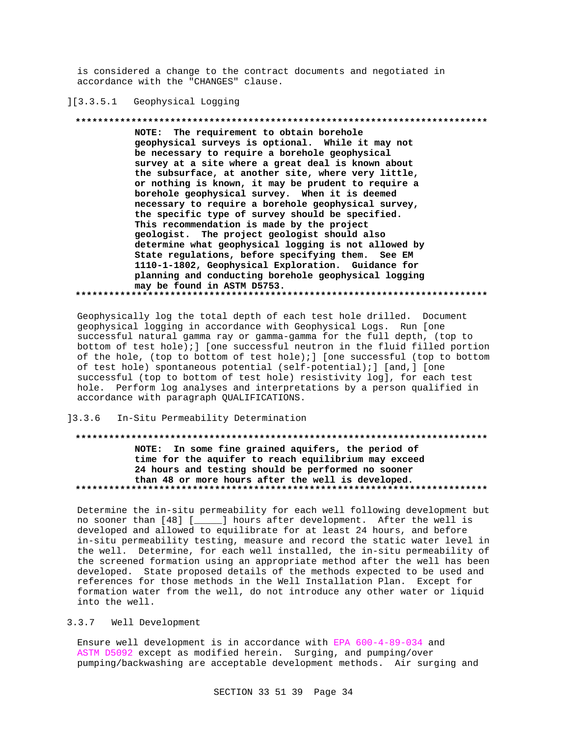is considered a change to the contract documents and negotiated in accordance with the "CHANGES" clause.

][3.3.5.1 Geophysical Logging

**************************************************************************

**NOTE: The requirement to obtain borehole geophysical surveys is optional. While it may not be necessary to require a borehole geophysical survey at a site where a great deal is known about the subsurface, at another site, where very little, or nothing is known, it may be prudent to require a borehole geophysical survey. When it is deemed necessary to require a borehole geophysical survey, the specific type of survey should be specified. This recommendation is made by the project geologist. The project geologist should also determine what geophysical logging is not allowed by State regulations, before specifying them. See EM 1110-1-1802, Geophysical Exploration. Guidance for planning and conducting borehole geophysical logging may be found in ASTM D5753.**

**************************************************************************

Geophysically log the total depth of each test hole drilled. Document geophysical logging in accordance with Geophysical Logs. Run [one successful natural gamma ray or gamma-gamma for the full depth, (top to bottom of test hole);] [one successful neutron in the fluid filled portion of the hole, (top to bottom of test hole);] [one successful (top to bottom of test hole) spontaneous potential (self-potential);] [and,] [one successful (top to bottom of test hole) resistivity log], for each test hole. Perform log analyses and interpretations by a person qualified in accordance with paragraph QUALIFICATIONS.

]3.3.6 In-Situ Permeability Determination

**************************************************************************

**NOTE: In some fine grained aquifers, the period of time for the aquifer to reach equilibrium may exceed 24 hours and testing should be performed no sooner than 48 or more hours after the well is developed.**

**************************************************************************

Determine the in-situ permeability for each well following development but no sooner than [48] [_____] hours after development. After the well is developed and allowed to equilibrate for at least 24 hours, and before in-situ permeability testing, measure and record the static water level in the well. Determine, for each well installed, the in-situ permeability of the screened formation using an appropriate method after the well has been developed. State proposed details of the methods expected to be used and references for those methods in the Well Installation Plan. Except for formation water from the well, do not introduce any other water or liquid into the well.

3.3.7 Well Development

Ensure well development is in accordance with EPA 600-4-89-034 and ASTM D5092 except as modified herein. Surging, and pumping/over pumping/backwashing are acceptable development methods. Air surging and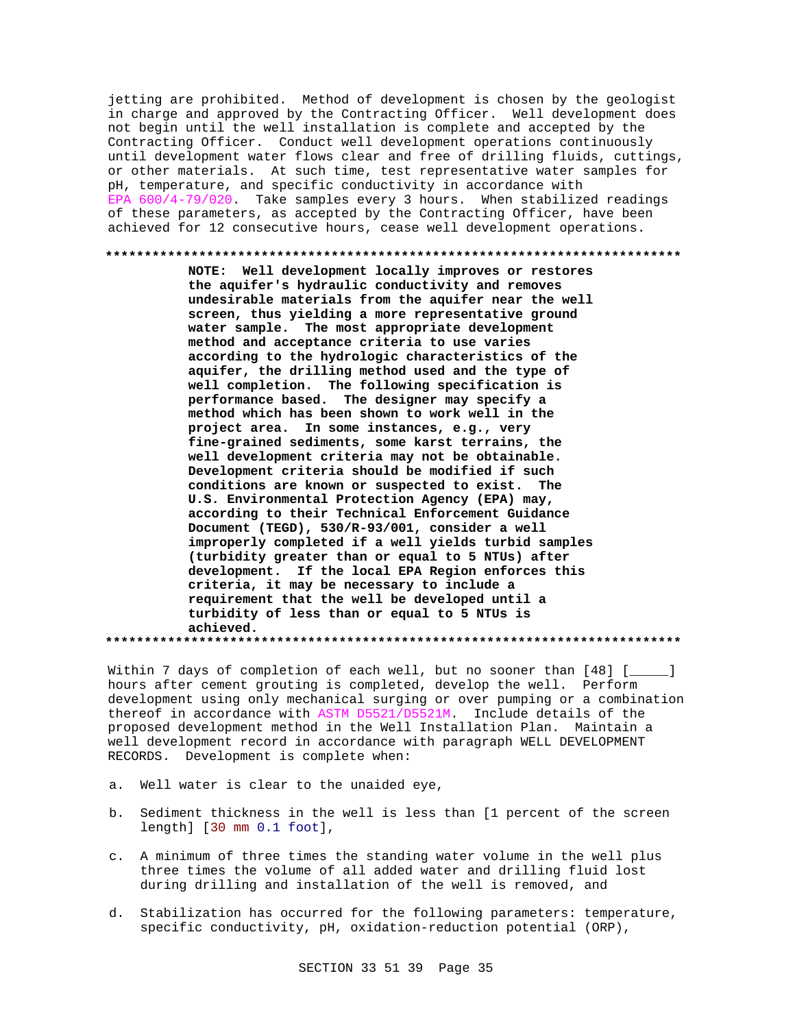jetting are prohibited. Method of development is chosen by the geologist in charge and approved by the Contracting Officer. Well development does not begin until the well installation is complete and accepted by the Contracting Officer. Conduct well development operations continuously until development water flows clear and free of drilling fluids, cuttings, or other materials. At such time, test representative water samples for pH, temperature, and specific conductivity in accordance with EPA 600/4-79/020. Take samples every 3 hours. When stabilized readings of these parameters, as accepted by the Contracting Officer, have been achieved for 12 consecutive hours, cease well development operations.

**************************************************************************

**NOTE: Well development locally improves or restores the aquifer's hydraulic conductivity and removes undesirable materials from the aquifer near the well screen, thus yielding a more representative ground water sample. The most appropriate development method and acceptance criteria to use varies according to the hydrologic characteristics of the aquifer, the drilling method used and the type of well completion. The following specification is performance based. The designer may specify a method which has been shown to work well in the project area. In some instances, e.g., very fine-grained sediments, some karst terrains, the well development criteria may not be obtainable. Development criteria should be modified if such conditions are known or suspected to exist. The U.S. Environmental Protection Agency (EPA) may, according to their Technical Enforcement Guidance Document (TEGD), 530/R-93/001, consider a well improperly completed if a well yields turbid samples (turbidity greater than or equal to 5 NTUs) after development. If the local EPA Region enforces this criteria, it may be necessary to include a requirement that the well be developed until a turbidity of less than or equal to 5 NTUs is achieved.**

**************************************************************************

Within 7 days of completion of each well, but no sooner than [48] [_____] hours after cement grouting is completed, develop the well. Perform development using only mechanical surging or over pumping or a combination thereof in accordance with ASTM D5521/D5521M. Include details of the proposed development method in the Well Installation Plan. Maintain a well development record in accordance with paragraph WELL DEVELOPMENT RECORDS. Development is complete when:

a. Well water is clear to the unaided eye,

b. Sediment thickness in the well is less than [1 percent of the screen length] [30 mm 0.1 foot],

c. A minimum of three times the standing water volume in the well plus three times the volume of all added water and drilling fluid lost during drilling and installation of the well is removed, and

d. Stabilization has occurred for the following parameters: temperature, specific conductivity, pH, oxidation-reduction potential (ORP),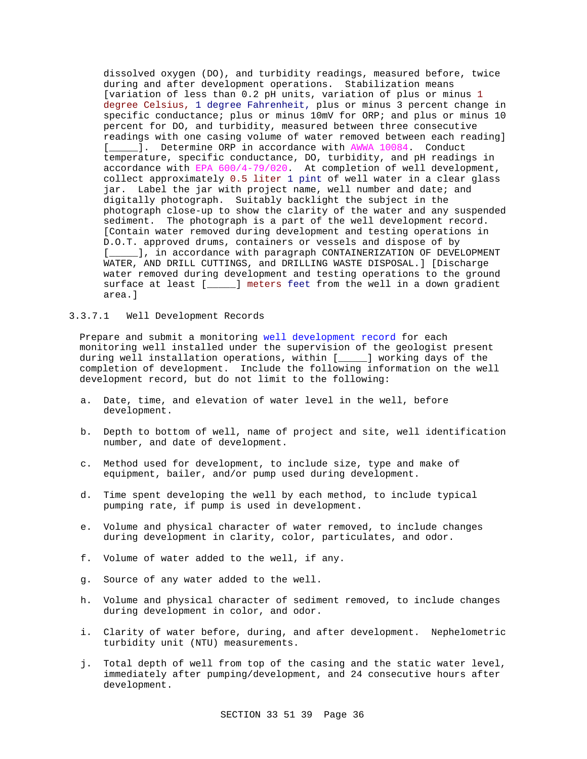dissolved oxygen (DO), and turbidity readings, measured before, twice during and after development operations. Stabilization means [variation of less than 0.2 pH units, variation of plus or minus 1 degree Celsius, 1 degree Fahrenheit, plus or minus 3 percent change in specific conductance; plus or minus 10mV for ORP; and plus or minus 10 percent for DO, and turbidity, measured between three consecutive readings with one casing volume of water removed between each reading] [_____]. Determine ORP in accordance with AWWA 10084. Conduct temperature, specific conductance, DO, turbidity, and pH readings in accordance with EPA 600/4-79/020. At completion of well development, collect approximately 0.5 liter 1 pint of well water in a clear glass jar. Label the jar with project name, well number and date; and digitally photograph. Suitably backlight the subject in the photograph close-up to show the clarity of the water and any suspended sediment. The photograph is a part of the well development record. [Contain water removed during development and testing operations in D.O.T. approved drums, containers or vessels and dispose of by [_____], in accordance with paragraph CONTAINERIZATION OF DEVELOPMENT WATER, AND DRILL CUTTINGS, and DRILLING WASTE DISPOSAL.] [Discharge water removed during development and testing operations to the ground surface at least [_____] meters feet from the well in a down gradient area.]

### 3.3.7.1 Well Development Records

Prepare and submit a monitoring well development record for each monitoring well installed under the supervision of the geologist present during well installation operations, within [_____] working days of the completion of development. Include the following information on the well development record, but do not limit to the following:

a. Date, time, and elevation of water level in the well, before development.

b. Depth to bottom of well, name of project and site, well identification number, and date of development.

c. Method used for development, to include size, type and make of equipment, bailer, and/or pump used during development.

d. Time spent developing the well by each method, to include typical pumping rate, if pump is used in development.

e. Volume and physical character of water removed, to include changes during development in clarity, color, particulates, and odor.

f. Volume of water added to the well, if any.

g. Source of any water added to the well.

h. Volume and physical character of sediment removed, to include changes during development in color, and odor.

i. Clarity of water before, during, and after development. Nephelometric turbidity unit (NTU) measurements.

j. Total depth of well from top of the casing and the static water level, immediately after pumping/development, and 24 consecutive hours after development.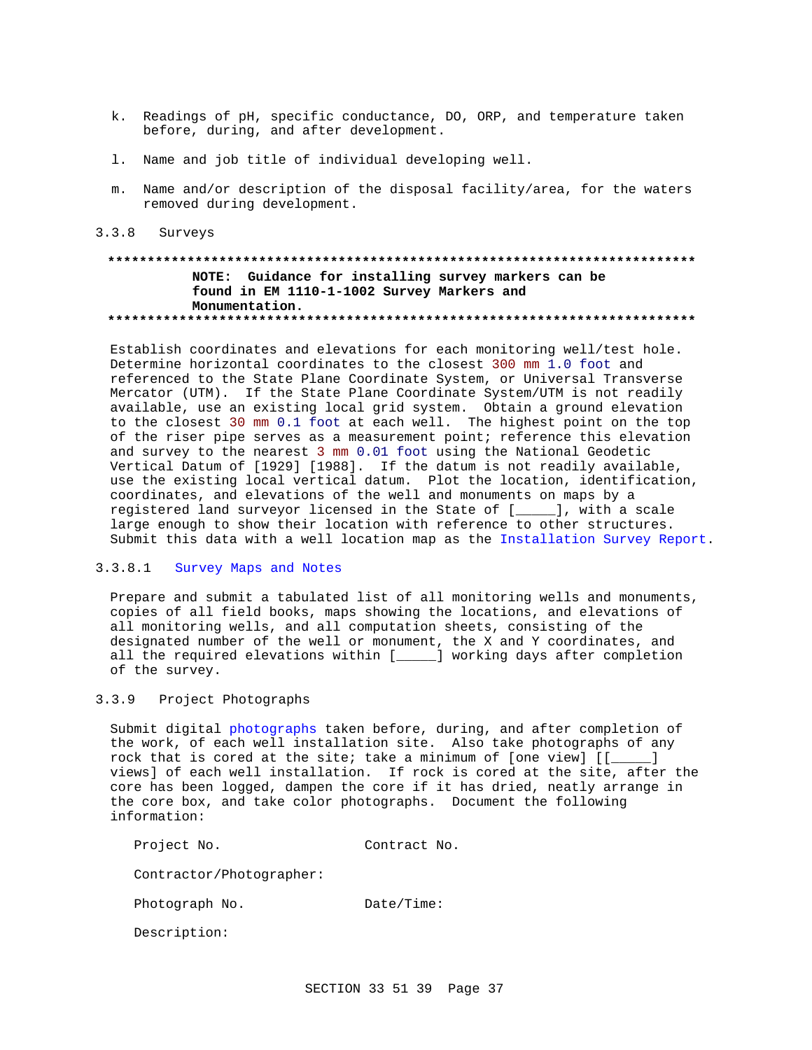k. Readings of pH, specific conductance, DO, ORP, and temperature taken before, during, and after development.

l. Name and job title of individual developing well.

m. Name and/or description of the disposal facility/area, for the waters removed during development.

### 3.3.8 Surveys

**************************************************************************
**NOTE: Guidance for installing survey markers can be found in EM 1110-1-1002 Survey Markers and Monumentation.**
**************************************************************************

Establish coordinates and elevations for each monitoring well/test hole. Determine horizontal coordinates to the closest 300 mm 1.0 foot and referenced to the State Plane Coordinate System, or Universal Transverse Mercator (UTM). If the State Plane Coordinate System/UTM is not readily available, use an existing local grid system. Obtain a ground elevation to the closest 30 mm 0.1 foot at each well. The highest point on the top of the riser pipe serves as a measurement point; reference this elevation and survey to the nearest 3 mm 0.01 foot using the National Geodetic Vertical Datum of [1929] [1988]. If the datum is not readily available, use the existing local vertical datum. Plot the location, identification, coordinates, and elevations of the well and monuments on maps by a registered land surveyor licensed in the State of [_____], with a scale large enough to show their location with reference to other structures. Submit this data with a well location map as the Installation Survey Report.

#### 3.3.8.1 Survey Maps and Notes

Prepare and submit a tabulated list of all monitoring wells and monuments, copies of all field books, maps showing the locations, and elevations of all monitoring wells, and all computation sheets, consisting of the designated number of the well or monument, the X and Y coordinates, and all the required elevations within [_____] working days after completion of the survey.

### 3.3.9 Project Photographs

Submit digital photographs taken before, during, and after completion of the work, of each well installation site. Also take photographs of any rock that is cored at the site; take a minimum of [one view] [[_____] views] of each well installation. If rock is cored at the site, after the core has been logged, dampen the core if it has dried, neatly arrange in the core box, and take color photographs. Document the following information:

Project No. Contract No.

Contractor/Photographer:

Photograph No. Date/Time:

Description: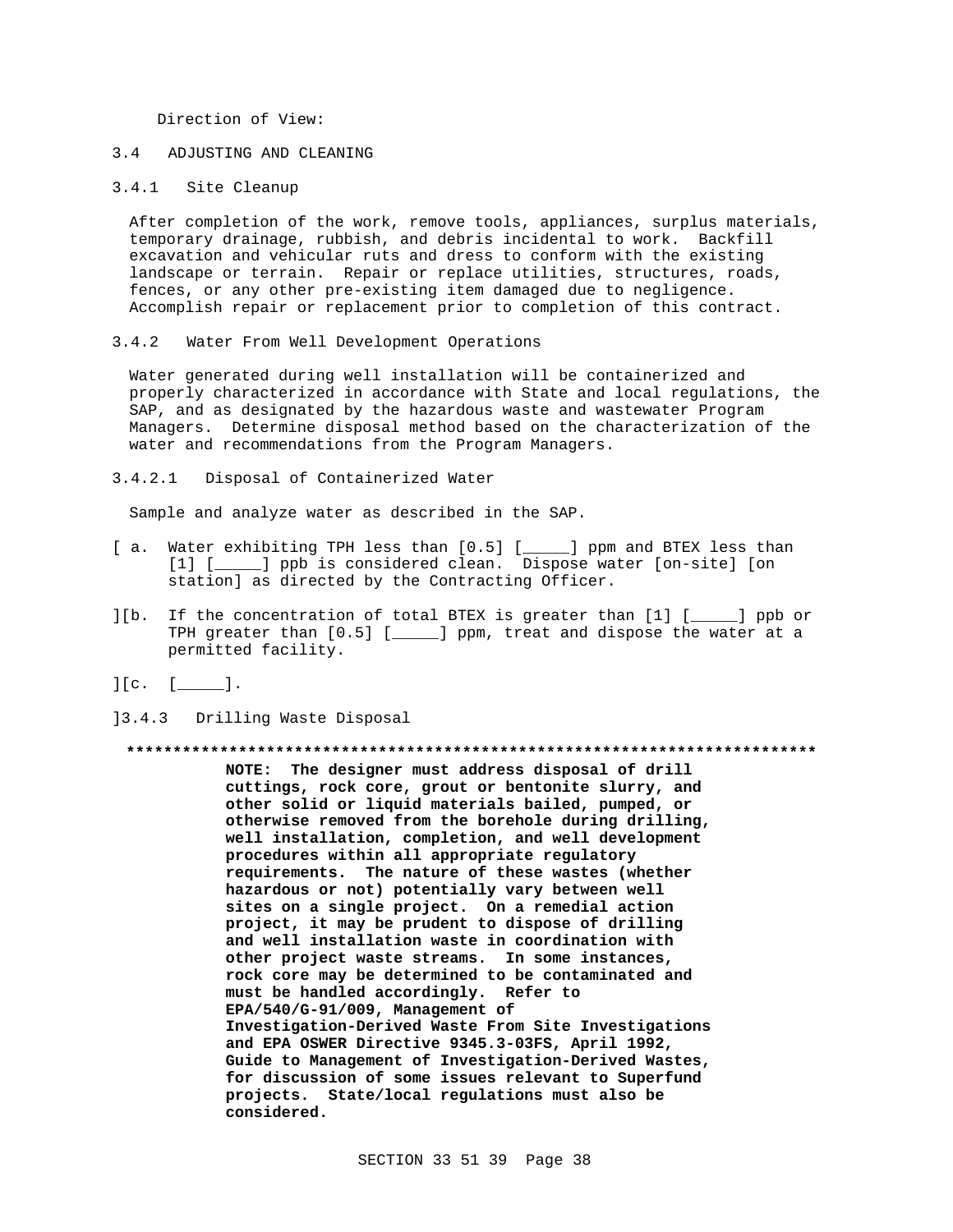Direction of View:

## 3.4 ADJUSTING AND CLEANING

### 3.4.1 Site Cleanup

After completion of the work, remove tools, appliances, surplus materials, temporary drainage, rubbish, and debris incidental to work. Backfill excavation and vehicular ruts and dress to conform with the existing landscape or terrain. Repair or replace utilities, structures, roads, fences, or any other pre-existing item damaged due to negligence. Accomplish repair or replacement prior to completion of this contract.

### 3.4.2 Water From Well Development Operations

Water generated during well installation will be containerized and properly characterized in accordance with State and local regulations, the SAP, and as designated by the hazardous waste and wastewater Program Managers. Determine disposal method based on the characterization of the water and recommendations from the Program Managers.

#### 3.4.2.1 Disposal of Containerized Water

Sample and analyze water as described in the SAP.

[ a. Water exhibiting TPH less than [0.5] [_____] ppm and BTEX less than [1] [_____] ppb is considered clean. Dispose water [on-site] [on station] as directed by the Contracting Officer.

][b. If the concentration of total BTEX is greater than [1] [_____] ppb or TPH greater than [0.5] [_____] ppm, treat and dispose the water at a permitted facility.

][c. [_____].

]3.4.3 Drilling Waste Disposal

**************************************************************************

**NOTE: The designer must address disposal of drill cuttings, rock core, grout or bentonite slurry, and other solid or liquid materials bailed, pumped, or otherwise removed from the borehole during drilling, well installation, completion, and well development procedures within all appropriate regulatory requirements. The nature of these wastes (whether hazardous or not) potentially vary between well sites on a single project. On a remedial action project, it may be prudent to dispose of drilling and well installation waste in coordination with other project waste streams. In some instances, rock core may be determined to be contaminated and must be handled accordingly. Refer to EPA/540/G-91/009, Management of Investigation-Derived Waste From Site Investigations and EPA OSWER Directive 9345.3-03FS, April 1992, Guide to Management of Investigation-Derived Wastes, for discussion of some issues relevant to Superfund projects. State/local regulations must also be considered.**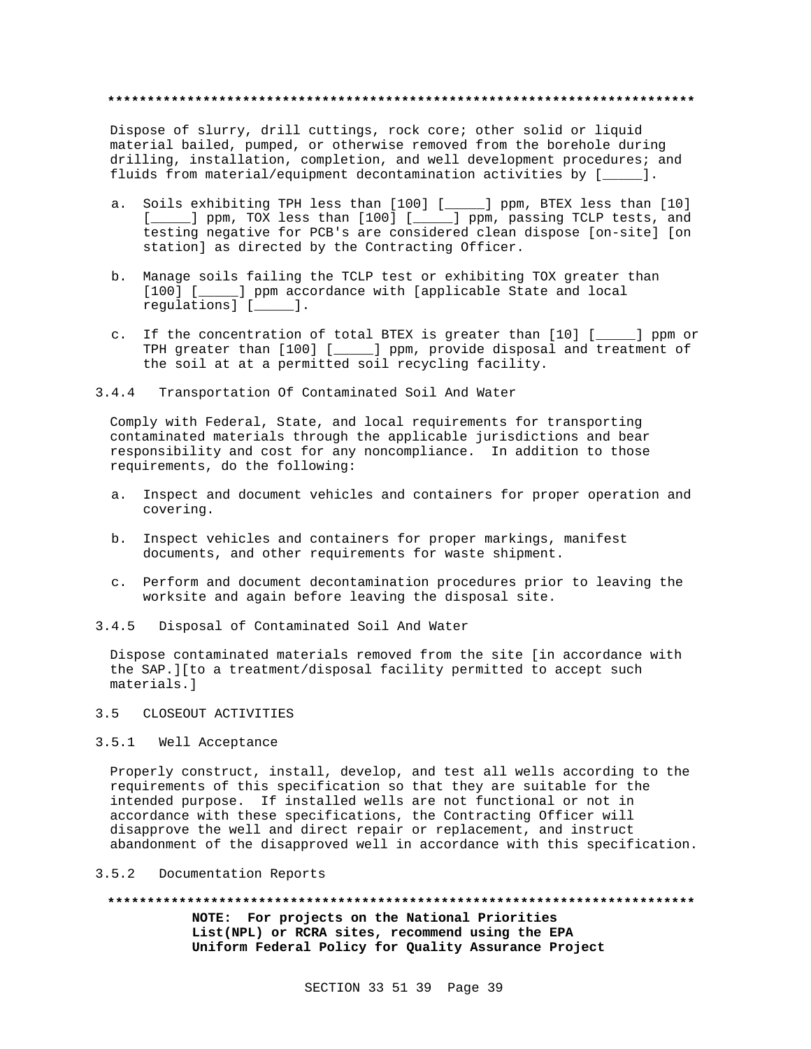**************************************************************************

Dispose of slurry, drill cuttings, rock core; other solid or liquid material bailed, pumped, or otherwise removed from the borehole during drilling, installation, completion, and well development procedures; and fluids from material/equipment decontamination activities by [_____].

a. Soils exhibiting TPH less than [100] [_____] ppm, BTEX less than [10] [_____] ppm, TOX less than [100] [_____] ppm, passing TCLP tests, and testing negative for PCB's are considered clean dispose [on-site] [on station] as directed by the Contracting Officer.

b. Manage soils failing the TCLP test or exhibiting TOX greater than [100] [_____] ppm accordance with [applicable State and local regulations] [_____].

c. If the concentration of total BTEX is greater than [10] [_____] ppm or TPH greater than [100] [_____] ppm, provide disposal and treatment of the soil at at a permitted soil recycling facility.

#### 3.4.4 Transportation Of Contaminated Soil And Water

Comply with Federal, State, and local requirements for transporting contaminated materials through the applicable jurisdictions and bear responsibility and cost for any noncompliance. In addition to those requirements, do the following:

a. Inspect and document vehicles and containers for proper operation and covering.

b. Inspect vehicles and containers for proper markings, manifest documents, and other requirements for waste shipment.

c. Perform and document decontamination procedures prior to leaving the worksite and again before leaving the disposal site.

#### 3.4.5 Disposal of Contaminated Soil And Water

Dispose contaminated materials removed from the site [in accordance with the SAP.][to a treatment/disposal facility permitted to accept such materials.]

## 3.5 CLOSEOUT ACTIVITIES

### 3.5.1 Well Acceptance

Properly construct, install, develop, and test all wells according to the requirements of this specification so that they are suitable for the intended purpose. If installed wells are not functional or not in accordance with these specifications, the Contracting Officer will disapprove the well and direct repair or replacement, and instruct abandonment of the disapproved well in accordance with this specification.

### 3.5.2 Documentation Reports

**************************************************************************

**NOTE: For projects on the National Priorities List(NPL) or RCRA sites, recommend using the EPA Uniform Federal Policy for Quality Assurance Project**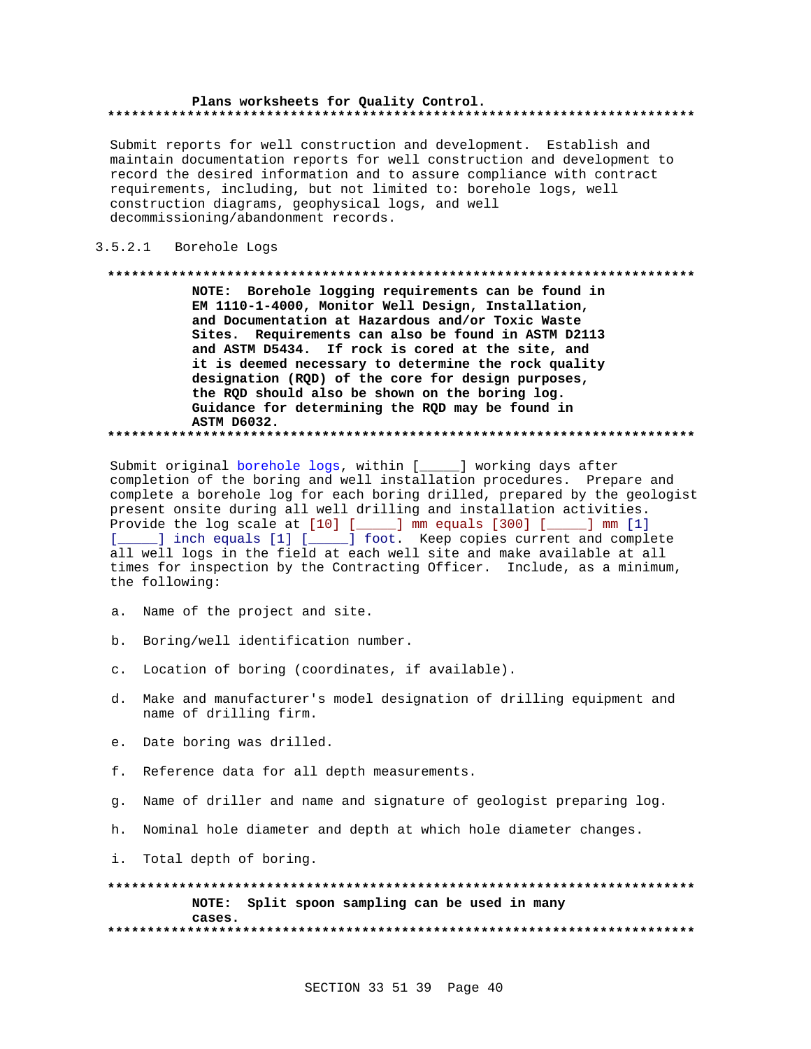**Plans worksheets for Quality Control.**

**************************************************************************

Submit reports for well construction and development. Establish and maintain documentation reports for well construction and development to record the desired information and to assure compliance with contract requirements, including, but not limited to: borehole logs, well construction diagrams, geophysical logs, and well decommissioning/abandonment records.

### 3.5.2.1 Borehole Logs

**************************************************************************

**NOTE: Borehole logging requirements can be found in EM 1110-1-4000, Monitor Well Design, Installation, and Documentation at Hazardous and/or Toxic Waste Sites. Requirements can also be found in ASTM D2113 and ASTM D5434. If rock is cored at the site, and it is deemed necessary to determine the rock quality designation (RQD) of the core for design purposes, the RQD should also be shown on the boring log. Guidance for determining the RQD may be found in ASTM D6032.**

**************************************************************************

Submit original borehole logs, within [_____] working days after completion of the boring and well installation procedures. Prepare and complete a borehole log for each boring drilled, prepared by the geologist present onsite during all well drilling and installation activities. Provide the log scale at [10] [_____] mm equals [300] [_____] mm [1] [_____] inch equals [1] [_____] foot. Keep copies current and complete all well logs in the field at each well site and make available at all times for inspection by the Contracting Officer. Include, as a minimum, the following:

a. Name of the project and site.

b. Boring/well identification number.

c. Location of boring (coordinates, if available).

d. Make and manufacturer's model designation of drilling equipment and name of drilling firm.

e. Date boring was drilled.

f. Reference data for all depth measurements.

g. Name of driller and name and signature of geologist preparing log.

h. Nominal hole diameter and depth at which hole diameter changes.

i. Total depth of boring.

**************************************************************************

**NOTE: Split spoon sampling can be used in many cases.**

**************************************************************************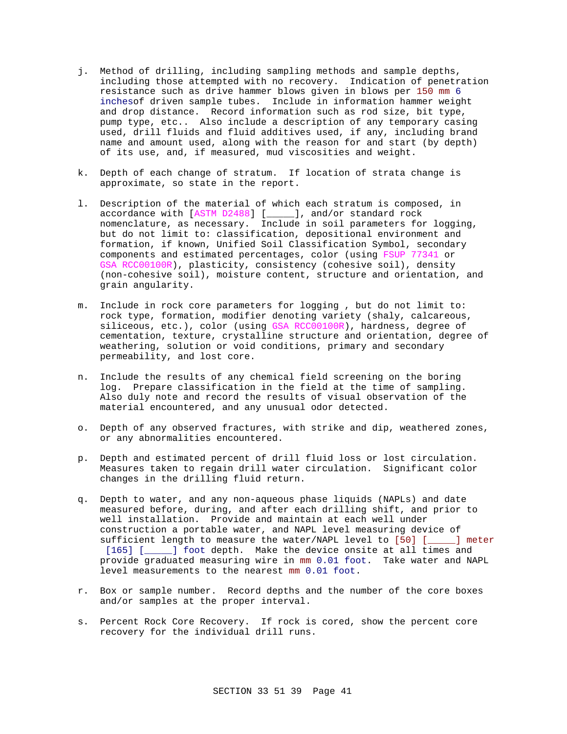j. Method of drilling, including sampling methods and sample depths, including those attempted with no recovery. Indication of penetration resistance such as drive hammer blows given in blows per 150 mm 6 inchesof driven sample tubes. Include in information hammer weight and drop distance. Record information such as rod size, bit type, pump type, etc.. Also include a description of any temporary casing used, drill fluids and fluid additives used, if any, including brand name and amount used, along with the reason for and start (by depth) of its use, and, if measured, mud viscosities and weight.

k. Depth of each change of stratum. If location of strata change is approximate, so state in the report.

l. Description of the material of which each stratum is composed, in accordance with [ASTM D2488] [_____], and/or standard rock nomenclature, as necessary. Include in soil parameters for logging, but do not limit to: classification, depositional environment and formation, if known, Unified Soil Classification Symbol, secondary components and estimated percentages, color (using FSUP 77341 or GSA RCC00100R), plasticity, consistency (cohesive soil), density (non-cohesive soil), moisture content, structure and orientation, and grain angularity.

m. Include in rock core parameters for logging , but do not limit to: rock type, formation, modifier denoting variety (shaly, calcareous, siliceous, etc.), color (using GSA RCC00100R), hardness, degree of cementation, texture, crystalline structure and orientation, degree of weathering, solution or void conditions, primary and secondary permeability, and lost core.

n. Include the results of any chemical field screening on the boring log. Prepare classification in the field at the time of sampling. Also duly note and record the results of visual observation of the material encountered, and any unusual odor detected.

o. Depth of any observed fractures, with strike and dip, weathered zones, or any abnormalities encountered.

p. Depth and estimated percent of drill fluid loss or lost circulation. Measures taken to regain drill water circulation. Significant color changes in the drilling fluid return.

q. Depth to water, and any non-aqueous phase liquids (NAPLs) and date measured before, during, and after each drilling shift, and prior to well installation. Provide and maintain at each well under construction a portable water, and NAPL level measuring device of sufficient length to measure the water/NAPL level to [50] [_____] meter [165] [_____] foot depth. Make the device onsite at all times and provide graduated measuring wire in mm 0.01 foot. Take water and NAPL level measurements to the nearest mm 0.01 foot.

r. Box or sample number. Record depths and the number of the core boxes and/or samples at the proper interval.

s. Percent Rock Core Recovery. If rock is cored, show the percent core recovery for the individual drill runs.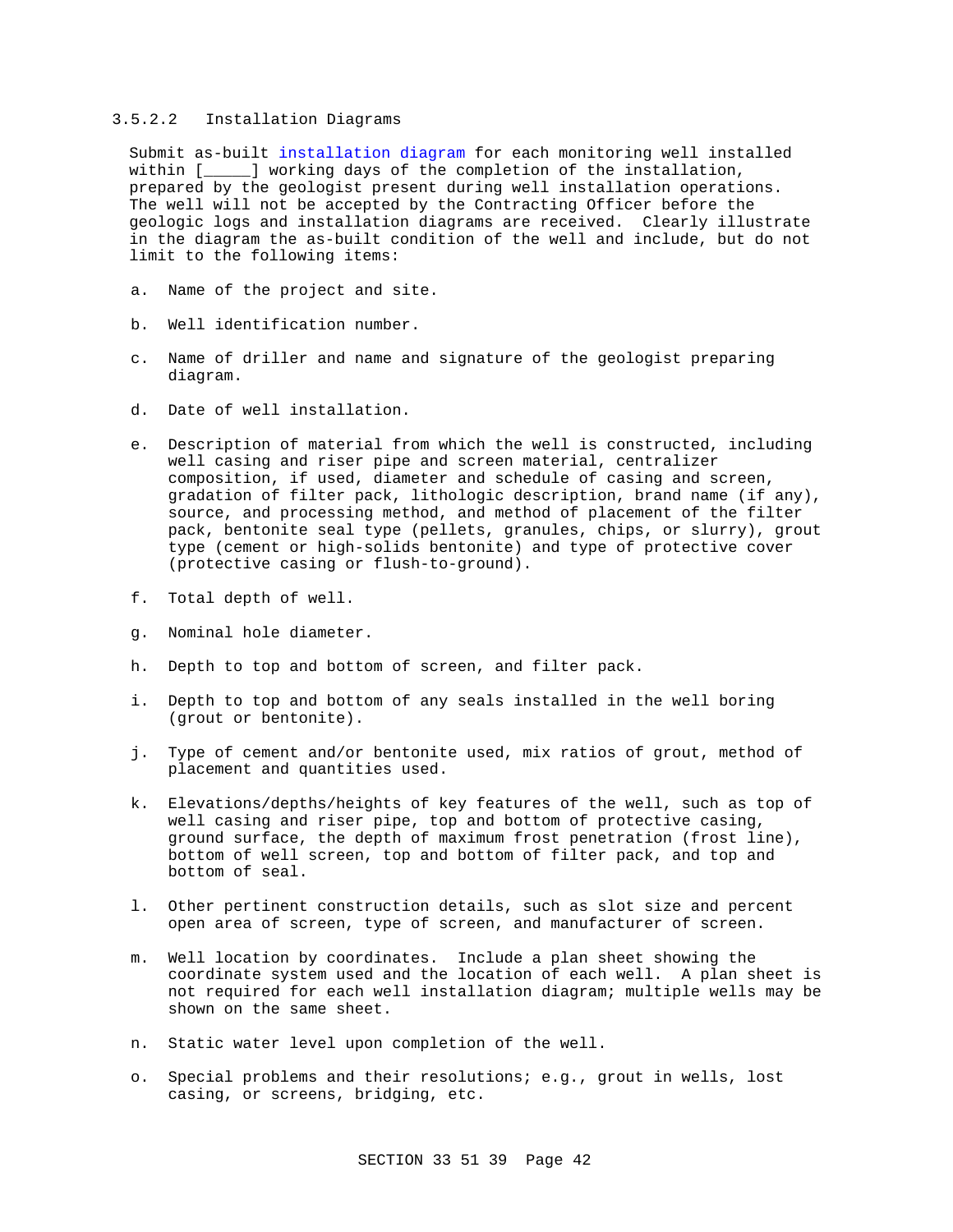#### 3.5.2.2 Installation Diagrams

Submit as-built installation diagram for each monitoring well installed within [_____] working days of the completion of the installation, prepared by the geologist present during well installation operations. The well will not be accepted by the Contracting Officer before the geologic logs and installation diagrams are received. Clearly illustrate in the diagram the as-built condition of the well and include, but do not limit to the following items:

a. Name of the project and site.

b. Well identification number.

c. Name of driller and name and signature of the geologist preparing diagram.

d. Date of well installation.

e. Description of material from which the well is constructed, including well casing and riser pipe and screen material, centralizer composition, if used, diameter and schedule of casing and screen, gradation of filter pack, lithologic description, brand name (if any), source, and processing method, and method of placement of the filter pack, bentonite seal type (pellets, granules, chips, or slurry), grout type (cement or high-solids bentonite) and type of protective cover (protective casing or flush-to-ground).

f. Total depth of well.

g. Nominal hole diameter.

h. Depth to top and bottom of screen, and filter pack.

i. Depth to top and bottom of any seals installed in the well boring (grout or bentonite).

j. Type of cement and/or bentonite used, mix ratios of grout, method of placement and quantities used.

k. Elevations/depths/heights of key features of the well, such as top of well casing and riser pipe, top and bottom of protective casing, ground surface, the depth of maximum frost penetration (frost line), bottom of well screen, top and bottom of filter pack, and top and bottom of seal.

l. Other pertinent construction details, such as slot size and percent open area of screen, type of screen, and manufacturer of screen.

m. Well location by coordinates. Include a plan sheet showing the coordinate system used and the location of each well. A plan sheet is not required for each well installation diagram; multiple wells may be shown on the same sheet.

n. Static water level upon completion of the well.

o. Special problems and their resolutions; e.g., grout in wells, lost casing, or screens, bridging, etc.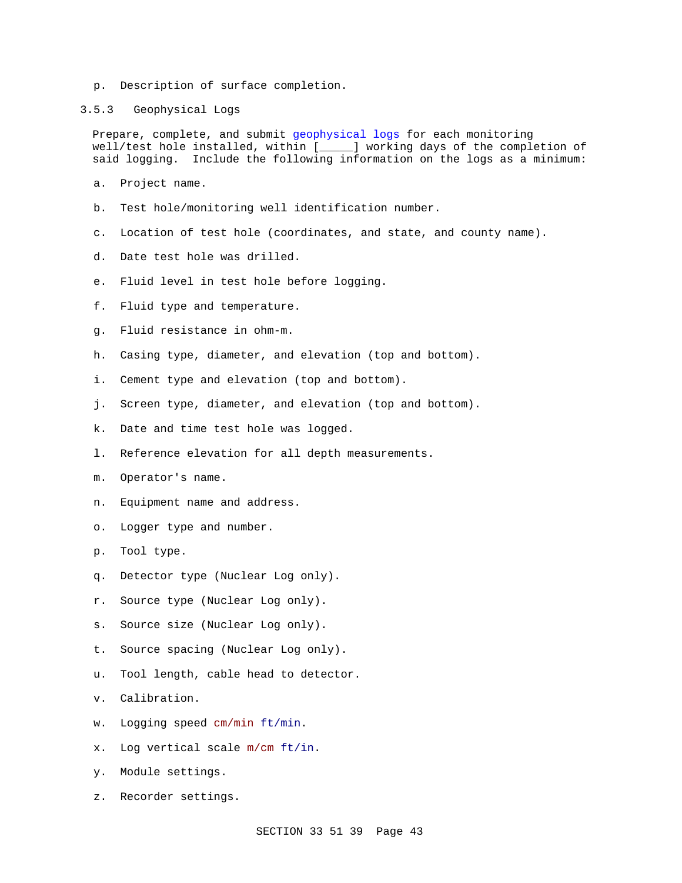p. Description of surface completion.

### 3.5.3 Geophysical Logs

Prepare, complete, and submit geophysical logs for each monitoring well/test hole installed, within [_____] working days of the completion of said logging. Include the following information on the logs as a minimum:

a. Project name.

b. Test hole/monitoring well identification number.

c. Location of test hole (coordinates, and state, and county name).

d. Date test hole was drilled.

e. Fluid level in test hole before logging.

f. Fluid type and temperature.

g. Fluid resistance in ohm-m.

h. Casing type, diameter, and elevation (top and bottom).

i. Cement type and elevation (top and bottom).

j. Screen type, diameter, and elevation (top and bottom).

k. Date and time test hole was logged.

l. Reference elevation for all depth measurements.

m. Operator's name.

n. Equipment name and address.

o. Logger type and number.

p. Tool type.

q. Detector type (Nuclear Log only).

r. Source type (Nuclear Log only).

s. Source size (Nuclear Log only).

t. Source spacing (Nuclear Log only).

u. Tool length, cable head to detector.

v. Calibration.

w. Logging speed cm/min ft/min.

x. Log vertical scale m/cm ft/in.

y. Module settings.

z. Recorder settings.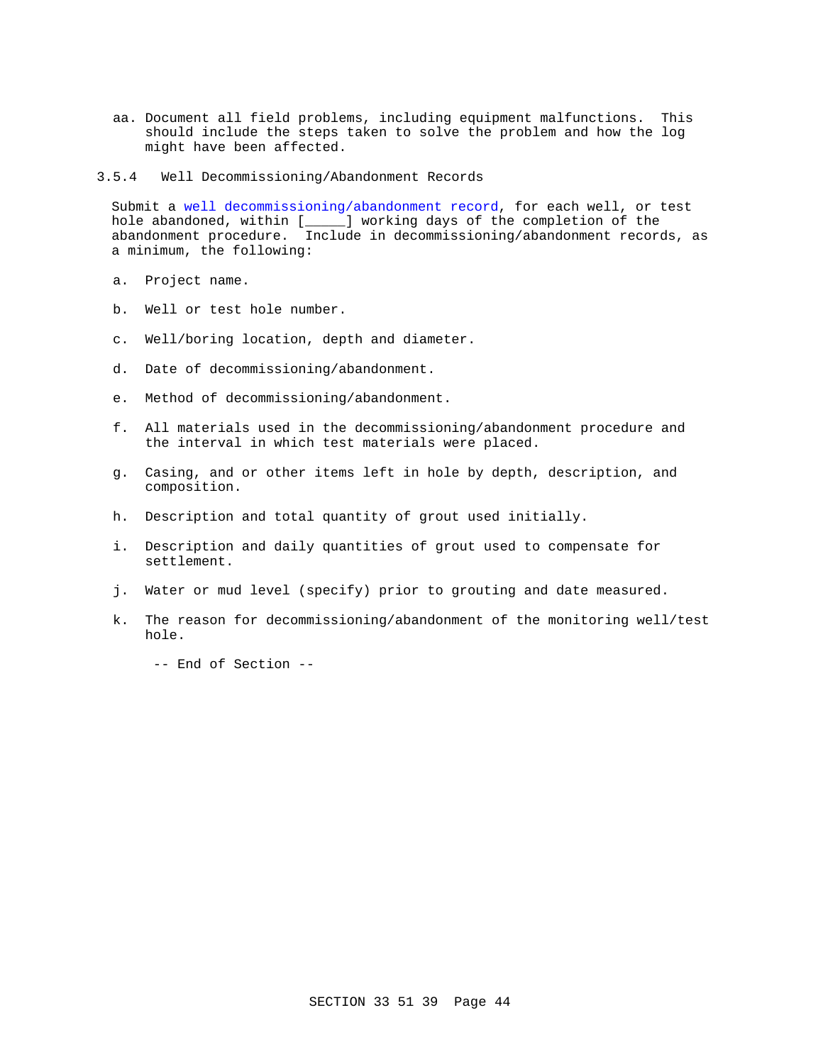aa. Document all field problems, including equipment malfunctions. This should include the steps taken to solve the problem and how the log might have been affected.

### 3.5.4 Well Decommissioning/Abandonment Records

Submit a well decommissioning/abandonment record, for each well, or test hole abandoned, within [_____] working days of the completion of the abandonment procedure. Include in decommissioning/abandonment records, as a minimum, the following:

a. Project name.

b. Well or test hole number.

c. Well/boring location, depth and diameter.

d. Date of decommissioning/abandonment.

e. Method of decommissioning/abandonment.

f. All materials used in the decommissioning/abandonment procedure and the interval in which test materials were placed.

g. Casing, and or other items left in hole by depth, description, and composition.

h. Description and total quantity of grout used initially.

i. Description and daily quantities of grout used to compensate for settlement.

j. Water or mud level (specify) prior to grouting and date measured.

k. The reason for decommissioning/abandonment of the monitoring well/test hole.

-- End of Section --